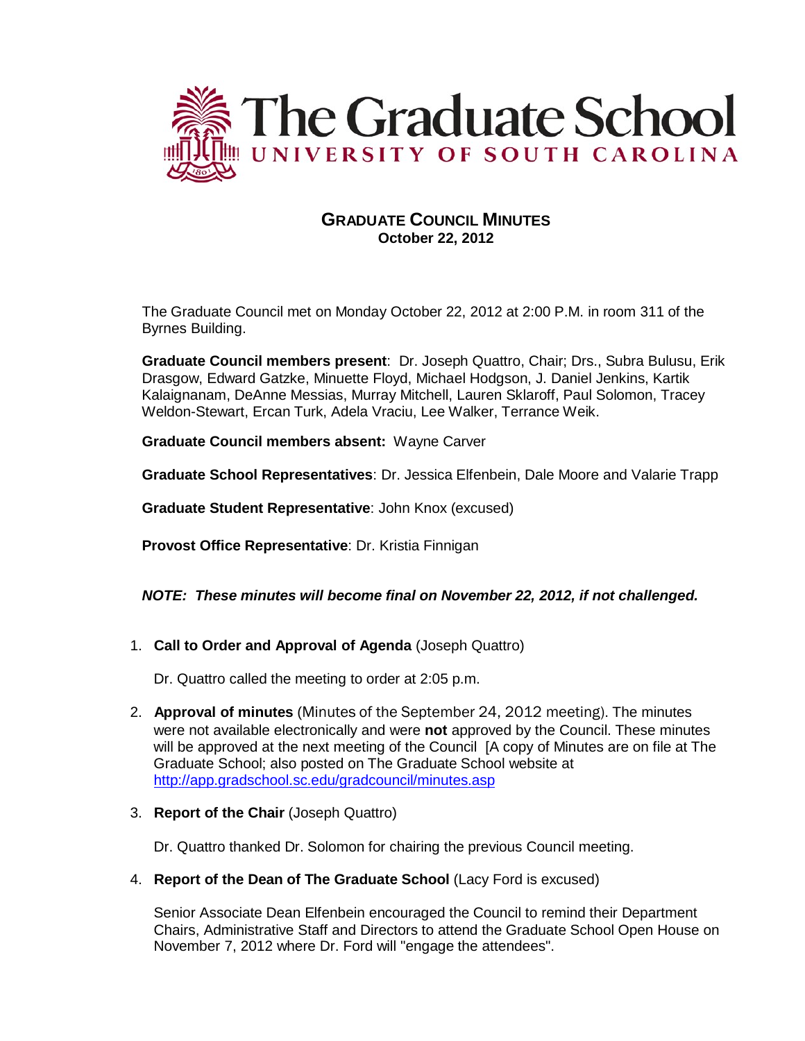# The Graduate School
## UNIVERSITY OF SOUTH CAROLINA

**GRADUATE COUNCIL MINUTES**
**October 22, 2012**

The Graduate Council met on Monday October 22, 2012 at 2:00 P.M. in room 311 of the Byrnes Building.

**Graduate Council members present**: Dr. Joseph Quattro, Chair; Drs., Subra Bulusu, Erik Drasgow, Edward Gatzke, Minuette Floyd, Michael Hodgson, J. Daniel Jenkins, Kartik Kalaignanam, DeAnne Messias, Murray Mitchell, Lauren Sklaroff, Paul Solomon, Tracey Weldon-Stewart, Ercan Turk, Adela Vraciu, Lee Walker, Terrance Weik.

**Graduate Council members absent:** Wayne Carver

**Graduate School Representatives**: Dr. Jessica Elfenbein, Dale Moore and Valarie Trapp

**Graduate Student Representative**: John Knox (excused)

**Provost Office Representative**: Dr. Kristia Finnigan

***NOTE: These minutes will become final on November 22, 2012, if not challenged.***

1. **Call to Order and Approval of Agenda** (Joseph Quattro)

   Dr. Quattro called the meeting to order at 2:05 p.m.

2. **Approval of minutes** (Minutes of the September 24, 2012 meeting). The minutes were not available electronically and were **not** approved by the Council. These minutes will be approved at the next meeting of the Council [A copy of Minutes are on file at The Graduate School; also posted on The Graduate School website at http://app.gradschool.sc.edu/gradcouncil/minutes.asp

3. **Report of the Chair** (Joseph Quattro)

   Dr. Quattro thanked Dr. Solomon for chairing the previous Council meeting.

4. **Report of the Dean of The Graduate School** (Lacy Ford is excused)

   Senior Associate Dean Elfenbein encouraged the Council to remind their Department Chairs, Administrative Staff and Directors to attend the Graduate School Open House on November 7, 2012 where Dr. Ford will "engage the attendees".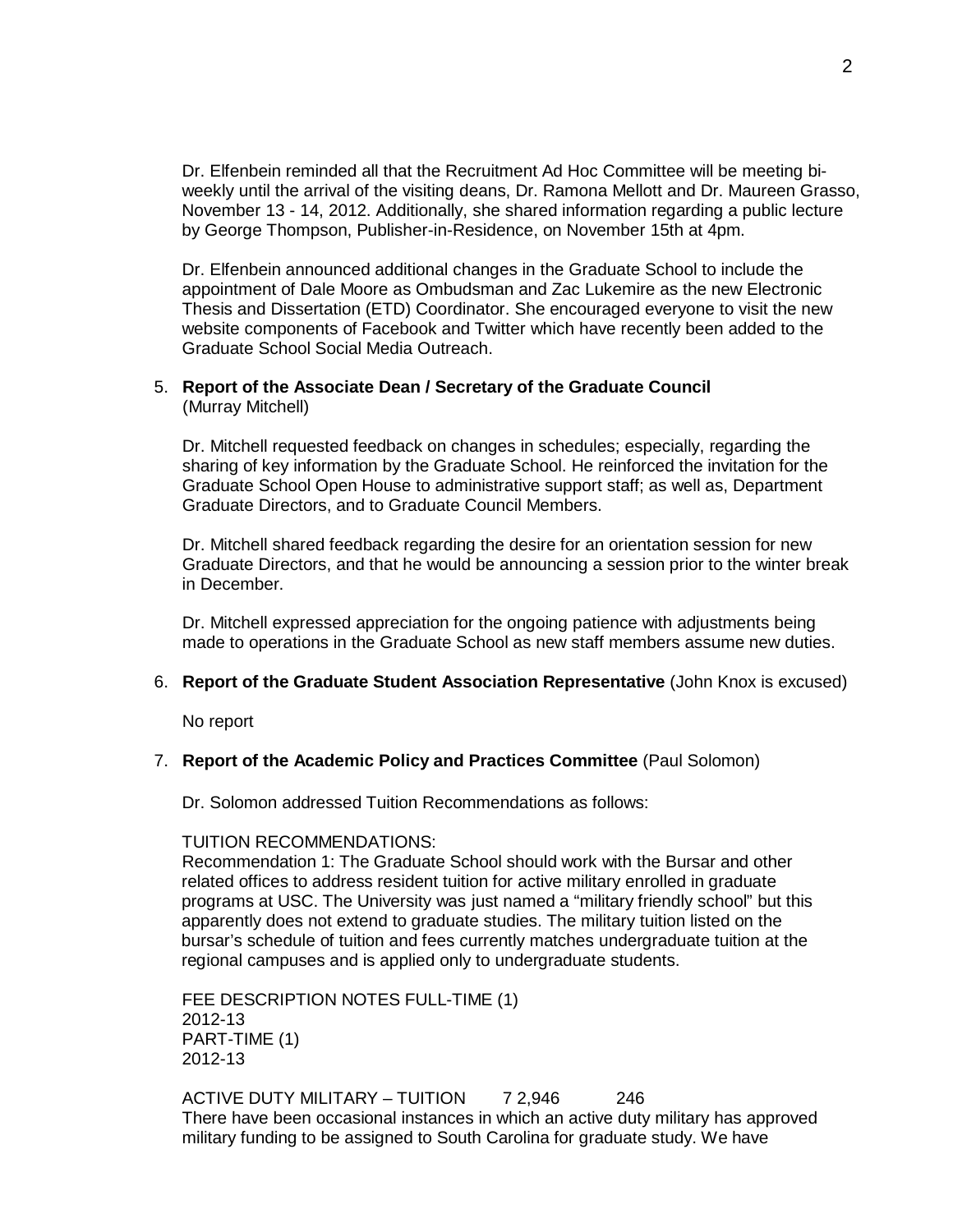Dr. Elfenbein reminded all that the Recruitment Ad Hoc Committee will be meeting bi-weekly until the arrival of the visiting deans, Dr. Ramona Mellott and Dr. Maureen Grasso, November 13 - 14, 2012. Additionally, she shared information regarding a public lecture by George Thompson, Publisher-in-Residence, on November 15th at 4pm.

Dr. Elfenbein announced additional changes in the Graduate School to include the appointment of Dale Moore as Ombudsman and Zac Lukemire as the new Electronic Thesis and Dissertation (ETD) Coordinator. She encouraged everyone to visit the new website components of Facebook and Twitter which have recently been added to the Graduate School Social Media Outreach.

5. **Report of the Associate Dean / Secretary of the Graduate Council** (Murray Mitchell)

   Dr. Mitchell requested feedback on changes in schedules; especially, regarding the sharing of key information by the Graduate School. He reinforced the invitation for the Graduate School Open House to administrative support staff; as well as, Department Graduate Directors, and to Graduate Council Members.

   Dr. Mitchell shared feedback regarding the desire for an orientation session for new Graduate Directors, and that he would be announcing a session prior to the winter break in December.

   Dr. Mitchell expressed appreciation for the ongoing patience with adjustments being made to operations in the Graduate School as new staff members assume new duties.

6. **Report of the Graduate Student Association Representative** (John Knox is excused)

   No report

7. **Report of the Academic Policy and Practices Committee** (Paul Solomon)

   Dr. Solomon addressed Tuition Recommendations as follows:

   TUITION RECOMMENDATIONS:
   Recommendation 1: The Graduate School should work with the Bursar and other related offices to address resident tuition for active military enrolled in graduate programs at USC. The University was just named a "military friendly school" but this apparently does not extend to graduate studies. The military tuition listed on the bursar's schedule of tuition and fees currently matches undergraduate tuition at the regional campuses and is applied only to undergraduate students.

| FEE DESCRIPTION | NOTES | FULL-TIME (1) 2012-13 | PART-TIME (1) 2012-13 |
|---|---|---|---|
| ACTIVE DUTY MILITARY – TUITION | 7 | 2,946 | 246 |

   There have been occasional instances in which an active duty military has approved military funding to be assigned to South Carolina for graduate study. We have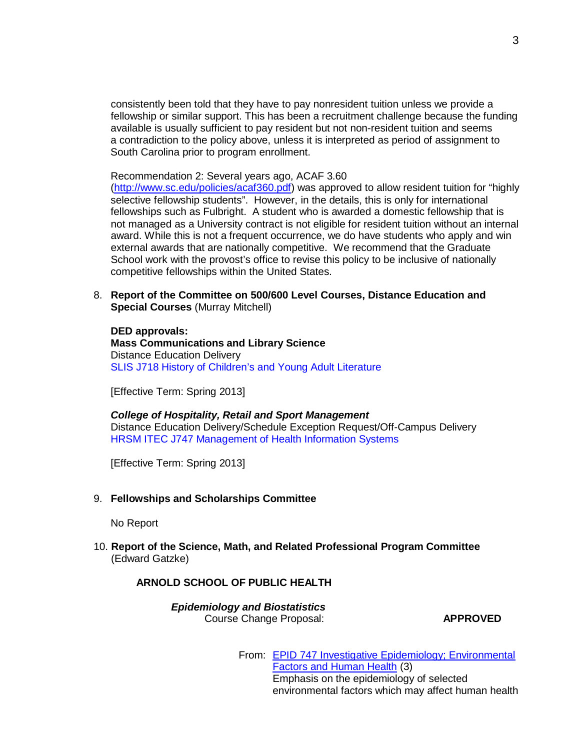consistently been told that they have to pay nonresident tuition unless we provide a fellowship or similar support. This has been a recruitment challenge because the funding available is usually sufficient to pay resident but not non-resident tuition and seems a contradiction to the policy above, unless it is interpreted as period of assignment to South Carolina prior to program enrollment.

Recommendation 2: Several years ago, ACAF 3.60 (http://www.sc.edu/policies/acaf360.pdf) was approved to allow resident tuition for "highly selective fellowship students". However, in the details, this is only for international fellowships such as Fulbright. A student who is awarded a domestic fellowship that is not managed as a University contract is not eligible for resident tuition without an internal award. While this is not a frequent occurrence, we do have students who apply and win external awards that are nationally competitive. We recommend that the Graduate School work with the provost's office to revise this policy to be inclusive of nationally competitive fellowships within the United States.

8. **Report of the Committee on 500/600 Level Courses, Distance Education and Special Courses** (Murray Mitchell)

**DED approvals:**
**Mass Communications and Library Science**
Distance Education Delivery
SLIS J718 History of Children's and Young Adult Literature

[Effective Term: Spring 2013]

***College of Hospitality, Retail and Sport Management***
Distance Education Delivery/Schedule Exception Request/Off-Campus Delivery
HRSM ITEC J747 Management of Health Information Systems

[Effective Term: Spring 2013]

9. **Fellowships and Scholarships Committee**

No Report

10. **Report of the Science, Math, and Related Professional Program Committee** (Edward Gatzke)

**ARNOLD SCHOOL OF PUBLIC HEALTH**

***Epidemiology and Biostatistics***
Course Change Proposal: **APPROVED**

From: EPID 747 Investigative Epidemiology; Environmental Factors and Human Health (3)
Emphasis on the epidemiology of selected environmental factors which may affect human health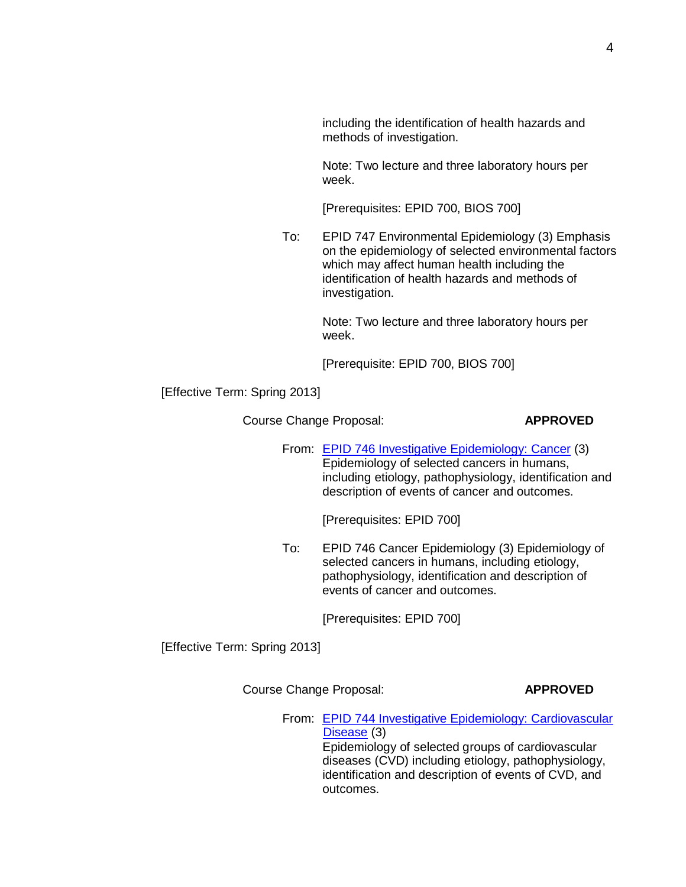including the identification of health hazards and methods of investigation.

Note: Two lecture and three laboratory hours per week.

[Prerequisites: EPID 700, BIOS 700]

To: EPID 747 Environmental Epidemiology (3) Emphasis on the epidemiology of selected environmental factors which may affect human health including the identification of health hazards and methods of investigation.

Note: Two lecture and three laboratory hours per week.

[Prerequisite: EPID 700, BIOS 700]

[Effective Term: Spring 2013]

Course Change Proposal: **APPROVED**

From: EPID 746 Investigative Epidemiology: Cancer (3) Epidemiology of selected cancers in humans, including etiology, pathophysiology, identification and description of events of cancer and outcomes.

[Prerequisites: EPID 700]

To: EPID 746 Cancer Epidemiology (3) Epidemiology of selected cancers in humans, including etiology, pathophysiology, identification and description of events of cancer and outcomes.

[Prerequisites: EPID 700]

[Effective Term: Spring 2013]

Course Change Proposal: **APPROVED**

From: EPID 744 Investigative Epidemiology: Cardiovascular Disease (3) Epidemiology of selected groups of cardiovascular diseases (CVD) including etiology, pathophysiology, identification and description of events of CVD, and outcomes.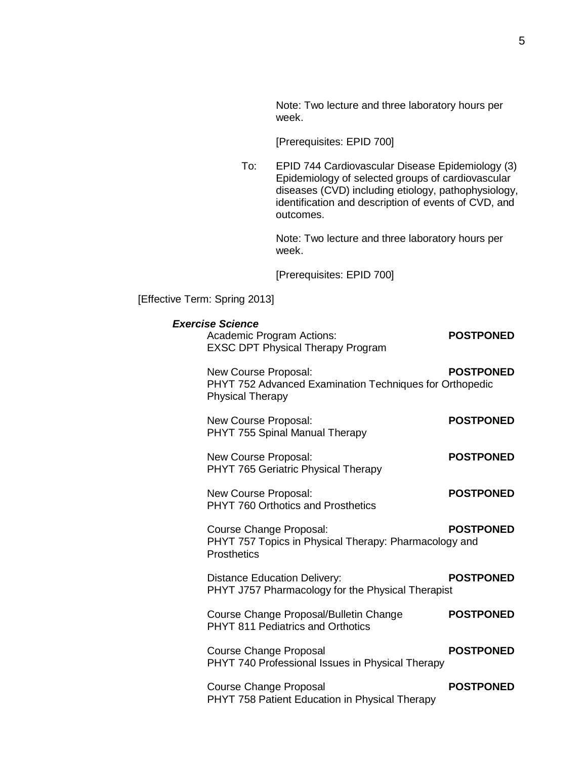Note: Two lecture and three laboratory hours per week.

[Prerequisites: EPID 700]

To: EPID 744 Cardiovascular Disease Epidemiology (3) Epidemiology of selected groups of cardiovascular diseases (CVD) including etiology, pathophysiology, identification and description of events of CVD, and outcomes.

Note: Two lecture and three laboratory hours per week.

[Prerequisites: EPID 700]

[Effective Term: Spring 2013]

***Exercise Science***

Academic Program Actions: **POSTPONED**
EXSC DPT Physical Therapy Program

New Course Proposal: **POSTPONED**
PHYT 752 Advanced Examination Techniques for Orthopedic Physical Therapy

New Course Proposal: **POSTPONED**
PHYT 755 Spinal Manual Therapy

New Course Proposal: **POSTPONED**
PHYT 765 Geriatric Physical Therapy

New Course Proposal: **POSTPONED**
PHYT 760 Orthotics and Prosthetics

Course Change Proposal: **POSTPONED**
PHYT 757 Topics in Physical Therapy: Pharmacology and Prosthetics

Distance Education Delivery: **POSTPONED**
PHYT J757 Pharmacology for the Physical Therapist

Course Change Proposal/Bulletin Change **POSTPONED**
PHYT 811 Pediatrics and Orthotics

Course Change Proposal **POSTPONED**
PHYT 740 Professional Issues in Physical Therapy

Course Change Proposal **POSTPONED**
PHYT 758 Patient Education in Physical Therapy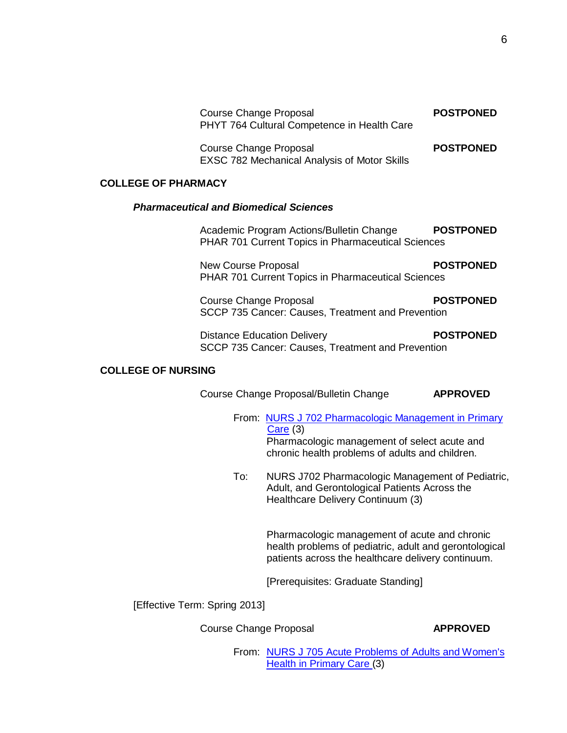Course Change Proposal **POSTPONED**
PHYT 764 Cultural Competence in Health Care

Course Change Proposal **POSTPONED**
EXSC 782 Mechanical Analysis of Motor Skills

**COLLEGE OF PHARMACY**

***Pharmaceutical and Biomedical Sciences***

Academic Program Actions/Bulletin Change **POSTPONED**
PHAR 701 Current Topics in Pharmaceutical Sciences

New Course Proposal **POSTPONED**
PHAR 701 Current Topics in Pharmaceutical Sciences

Course Change Proposal **POSTPONED**
SCCP 735 Cancer: Causes, Treatment and Prevention

Distance Education Delivery **POSTPONED**
SCCP 735 Cancer: Causes, Treatment and Prevention

**COLLEGE OF NURSING**

Course Change Proposal/Bulletin Change **APPROVED**

From: NURS J 702 Pharmacologic Management in Primary Care (3)
Pharmacologic management of select acute and chronic health problems of adults and children.

To: NURS J702 Pharmacologic Management of Pediatric, Adult, and Gerontological Patients Across the Healthcare Delivery Continuum (3)

Pharmacologic management of acute and chronic health problems of pediatric, adult and gerontological patients across the healthcare delivery continuum.

[Prerequisites: Graduate Standing]

[Effective Term: Spring 2013]

Course Change Proposal **APPROVED**

From: NURS J 705 Acute Problems of Adults and Women's Health in Primary Care (3)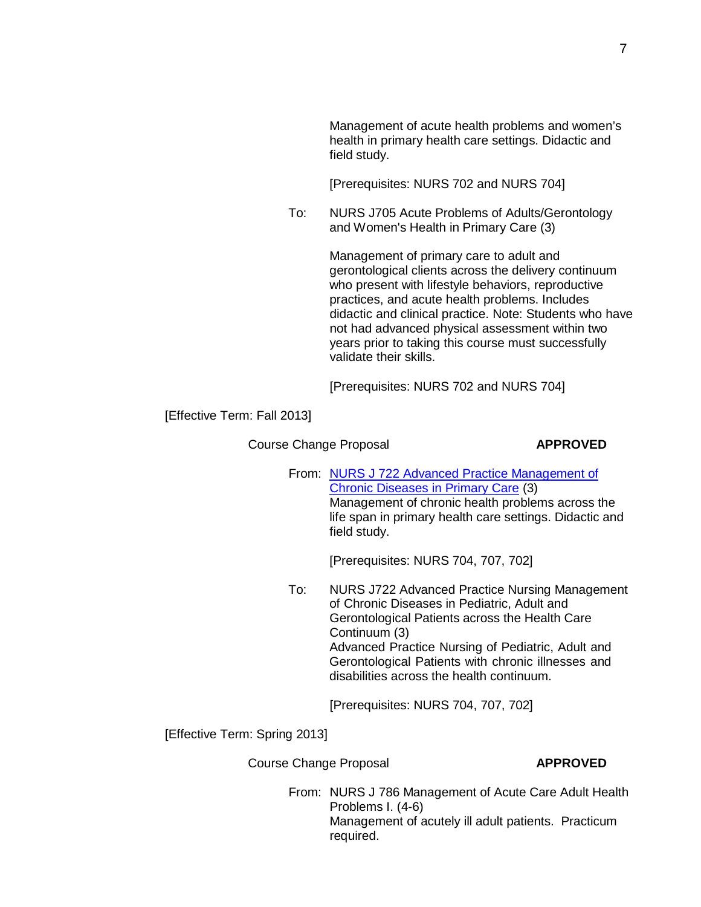Management of acute health problems and women's health in primary health care settings. Didactic and field study.

[Prerequisites: NURS 702 and NURS 704]

To: NURS J705 Acute Problems of Adults/Gerontology and Women's Health in Primary Care (3)

Management of primary care to adult and gerontological clients across the delivery continuum who present with lifestyle behaviors, reproductive practices, and acute health problems. Includes didactic and clinical practice. Note: Students who have not had advanced physical assessment within two years prior to taking this course must successfully validate their skills.

[Prerequisites: NURS 702 and NURS 704]

[Effective Term: Fall 2013]

Course Change Proposal **APPROVED**

From: NURS J 722 Advanced Practice Management of Chronic Diseases in Primary Care (3)
Management of chronic health problems across the life span in primary health care settings. Didactic and field study.

[Prerequisites: NURS 704, 707, 702]

To: NURS J722 Advanced Practice Nursing Management of Chronic Diseases in Pediatric, Adult and Gerontological Patients across the Health Care Continuum (3)
Advanced Practice Nursing of Pediatric, Adult and Gerontological Patients with chronic illnesses and disabilities across the health continuum.

[Prerequisites: NURS 704, 707, 702]

[Effective Term: Spring 2013]

Course Change Proposal **APPROVED**

From: NURS J 786 Management of Acute Care Adult Health Problems I. (4-6)
Management of acutely ill adult patients. Practicum required.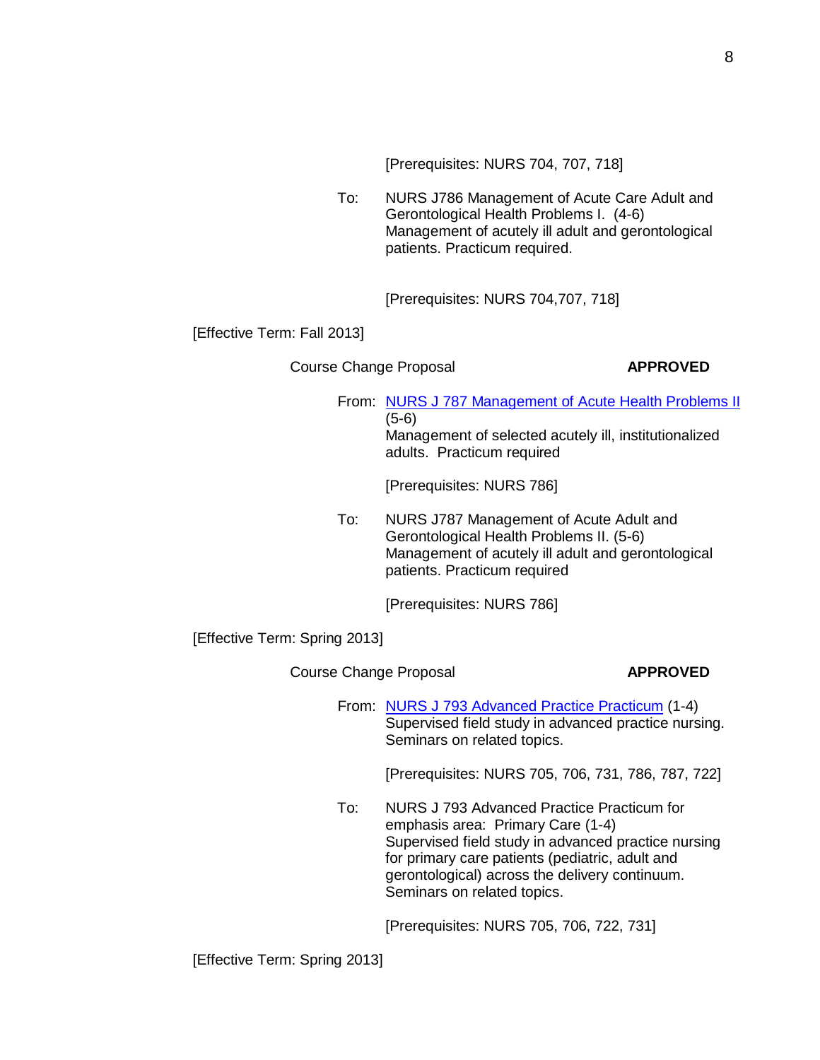[Prerequisites: NURS 704, 707, 718]

To: NURS J786 Management of Acute Care Adult and Gerontological Health Problems I. (4-6)
Management of acutely ill adult and gerontological patients. Practicum required.

[Prerequisites: NURS 704,707, 718]

[Effective Term: Fall 2013]

Course Change Proposal **APPROVED**

From: NURS J 787 Management of Acute Health Problems II (5-6)
Management of selected acutely ill, institutionalized adults. Practicum required

[Prerequisites: NURS 786]

To: NURS J787 Management of Acute Adult and Gerontological Health Problems II. (5-6)
Management of acutely ill adult and gerontological patients. Practicum required

[Prerequisites: NURS 786]

[Effective Term: Spring 2013]

Course Change Proposal **APPROVED**

From: NURS J 793 Advanced Practice Practicum (1-4)
Supervised field study in advanced practice nursing. Seminars on related topics.

[Prerequisites: NURS 705, 706, 731, 786, 787, 722]

To: NURS J 793 Advanced Practice Practicum for emphasis area: Primary Care (1-4)
Supervised field study in advanced practice nursing for primary care patients (pediatric, adult and gerontological) across the delivery continuum. Seminars on related topics.

[Prerequisites: NURS 705, 706, 722, 731]

[Effective Term: Spring 2013]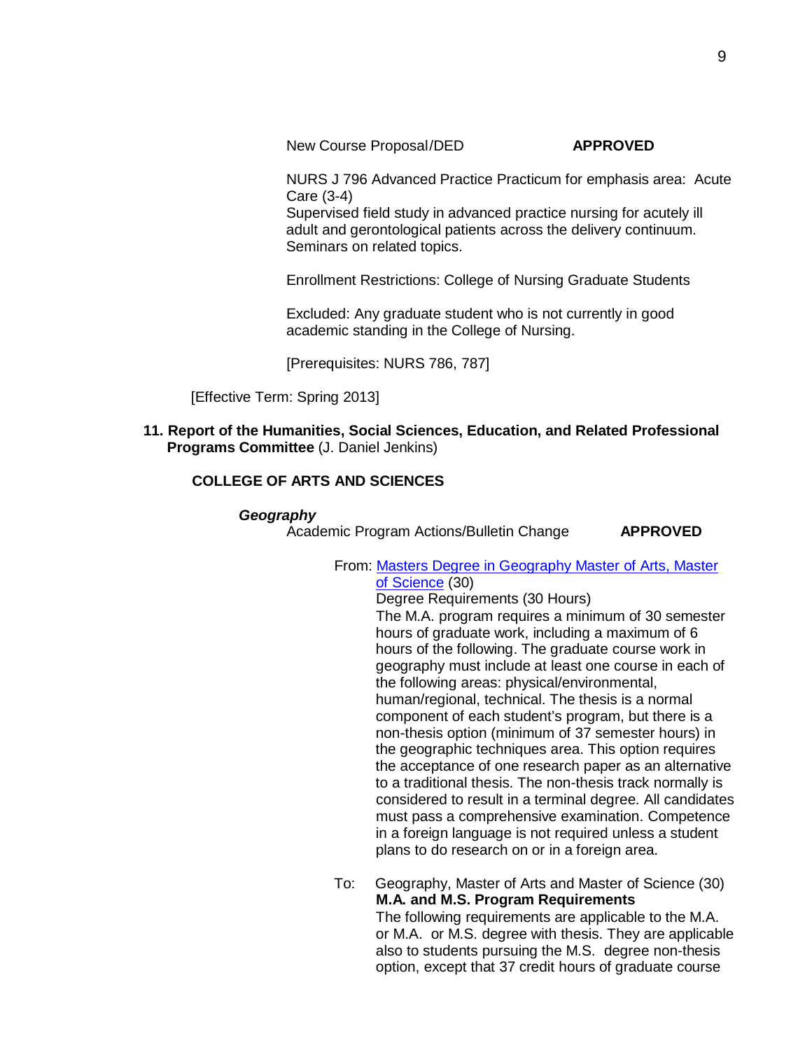New Course Proposal/DED **APPROVED**

NURS J 796 Advanced Practice Practicum for emphasis area: Acute Care (3-4)
Supervised field study in advanced practice nursing for acutely ill adult and gerontological patients across the delivery continuum. Seminars on related topics.

Enrollment Restrictions: College of Nursing Graduate Students

Excluded: Any graduate student who is not currently in good academic standing in the College of Nursing.

[Prerequisites: NURS 786, 787]

[Effective Term: Spring 2013]

**11. Report of the Humanities, Social Sciences, Education, and Related Professional Programs Committee** (J. Daniel Jenkins)

**COLLEGE OF ARTS AND SCIENCES**

***Geography***

Academic Program Actions/Bulletin Change **APPROVED**

From: Masters Degree in Geography Master of Arts, Master of Science (30)
Degree Requirements (30 Hours)
The M.A. program requires a minimum of 30 semester hours of graduate work, including a maximum of 6 hours of the following. The graduate course work in geography must include at least one course in each of the following areas: physical/environmental, human/regional, technical. The thesis is a normal component of each student's program, but there is a non-thesis option (minimum of 37 semester hours) in the geographic techniques area. This option requires the acceptance of one research paper as an alternative to a traditional thesis. The non-thesis track normally is considered to result in a terminal degree. All candidates must pass a comprehensive examination. Competence in a foreign language is not required unless a student plans to do research on or in a foreign area.

To: Geography, Master of Arts and Master of Science (30)
**M.A. and M.S. Program Requirements**
The following requirements are applicable to the M.A. or M.A. or M.S. degree with thesis. They are applicable also to students pursuing the M.S. degree non-thesis option, except that 37 credit hours of graduate course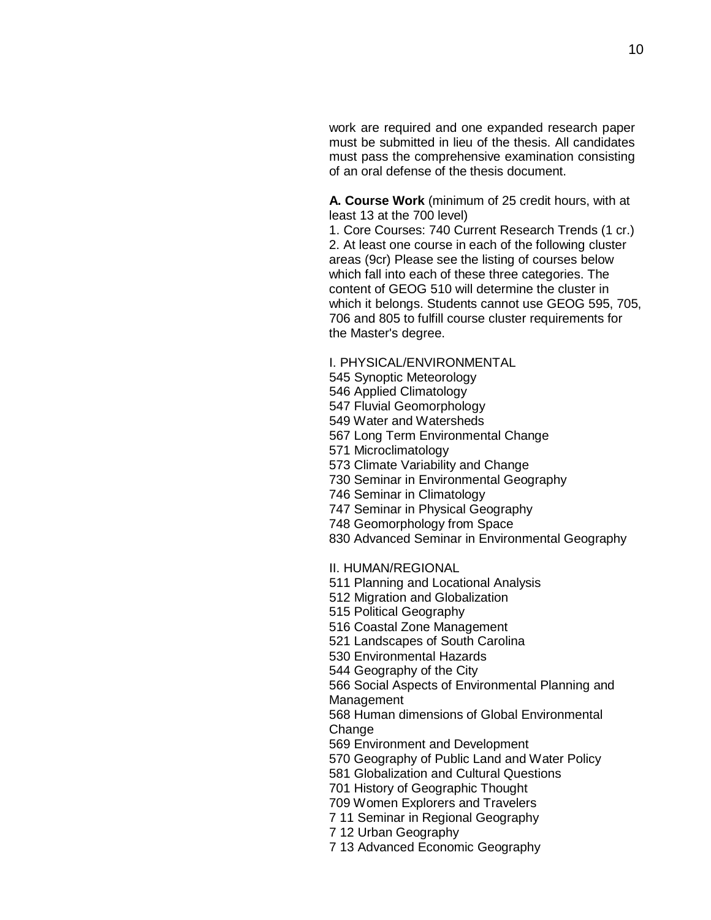work are required and one expanded research paper must be submitted in lieu of the thesis. All candidates must pass the comprehensive examination consisting of an oral defense of the thesis document.

**A. Course Work** (minimum of 25 credit hours, with at least 13 at the 700 level)

1. Core Courses: 740 Current Research Trends (1 cr.)
2. At least one course in each of the following cluster areas (9cr) Please see the listing of courses below which fall into each of these three categories. The content of GEOG 510 will determine the cluster in which it belongs. Students cannot use GEOG 595, 705, 706 and 805 to fulfill course cluster requirements for the Master's degree.

I. PHYSICAL/ENVIRONMENTAL

545 Synoptic Meteorology
546 Applied Climatology
547 Fluvial Geomorphology
549 Water and Watersheds
567 Long Term Environmental Change
571 Microclimatology
573 Climate Variability and Change
730 Seminar in Environmental Geography
746 Seminar in Climatology
747 Seminar in Physical Geography
748 Geomorphology from Space
830 Advanced Seminar in Environmental Geography

II. HUMAN/REGIONAL

511 Planning and Locational Analysis
512 Migration and Globalization
515 Political Geography
516 Coastal Zone Management
521 Landscapes of South Carolina
530 Environmental Hazards
544 Geography of the City
566 Social Aspects of Environmental Planning and Management
568 Human dimensions of Global Environmental Change
569 Environment and Development
570 Geography of Public Land and Water Policy
581 Globalization and Cultural Questions
701 History of Geographic Thought
709 Women Explorers and Travelers
711 Seminar in Regional Geography
712 Urban Geography
713 Advanced Economic Geography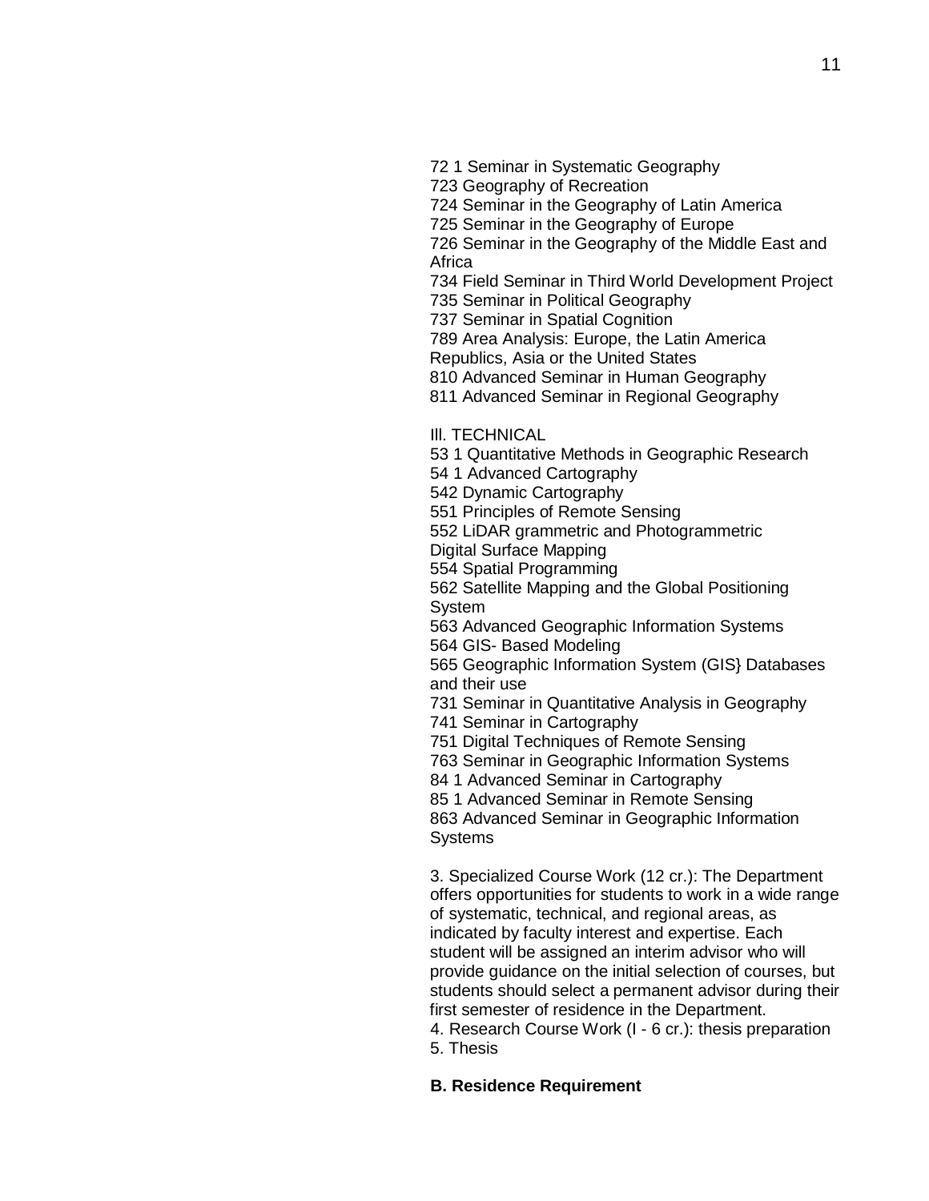72 1 Seminar in Systematic Geography
723 Geography of Recreation
724 Seminar in the Geography of Latin America
725 Seminar in the Geography of Europe
726 Seminar in the Geography of the Middle East and Africa
734 Field Seminar in Third World Development Project
735 Seminar in Political Geography
737 Seminar in Spatial Cognition
789 Area Analysis: Europe, the Latin America Republics, Asia or the United States
810 Advanced Seminar in Human Geography
811 Advanced Seminar in Regional Geography

Ill. TECHNICAL
53 1 Quantitative Methods in Geographic Research
54 1 Advanced Cartography
542 Dynamic Cartography
551 Principles of Remote Sensing
552 LiDAR grammetric and Photogrammetric Digital Surface Mapping
554 Spatial Programming
562 Satellite Mapping and the Global Positioning System
563 Advanced Geographic Information Systems
564 GIS- Based Modeling
565 Geographic Information System (GIS} Databases and their use
731 Seminar in Quantitative Analysis in Geography
741 Seminar in Cartography
751 Digital Techniques of Remote Sensing
763 Seminar in Geographic Information Systems
84 1 Advanced Seminar in Cartography
85 1 Advanced Seminar in Remote Sensing
863 Advanced Seminar in Geographic Information Systems

3. Specialized Course Work (12 cr.): The Department offers opportunities for students to work in a wide range of systematic, technical, and regional areas, as indicated by faculty interest and expertise. Each student will be assigned an interim advisor who will provide guidance on the initial selection of courses, but students should select a permanent advisor during their first semester of residence in the Department.
4. Research Course Work (I - 6 cr.): thesis preparation
5. Thesis

**B. Residence Requirement**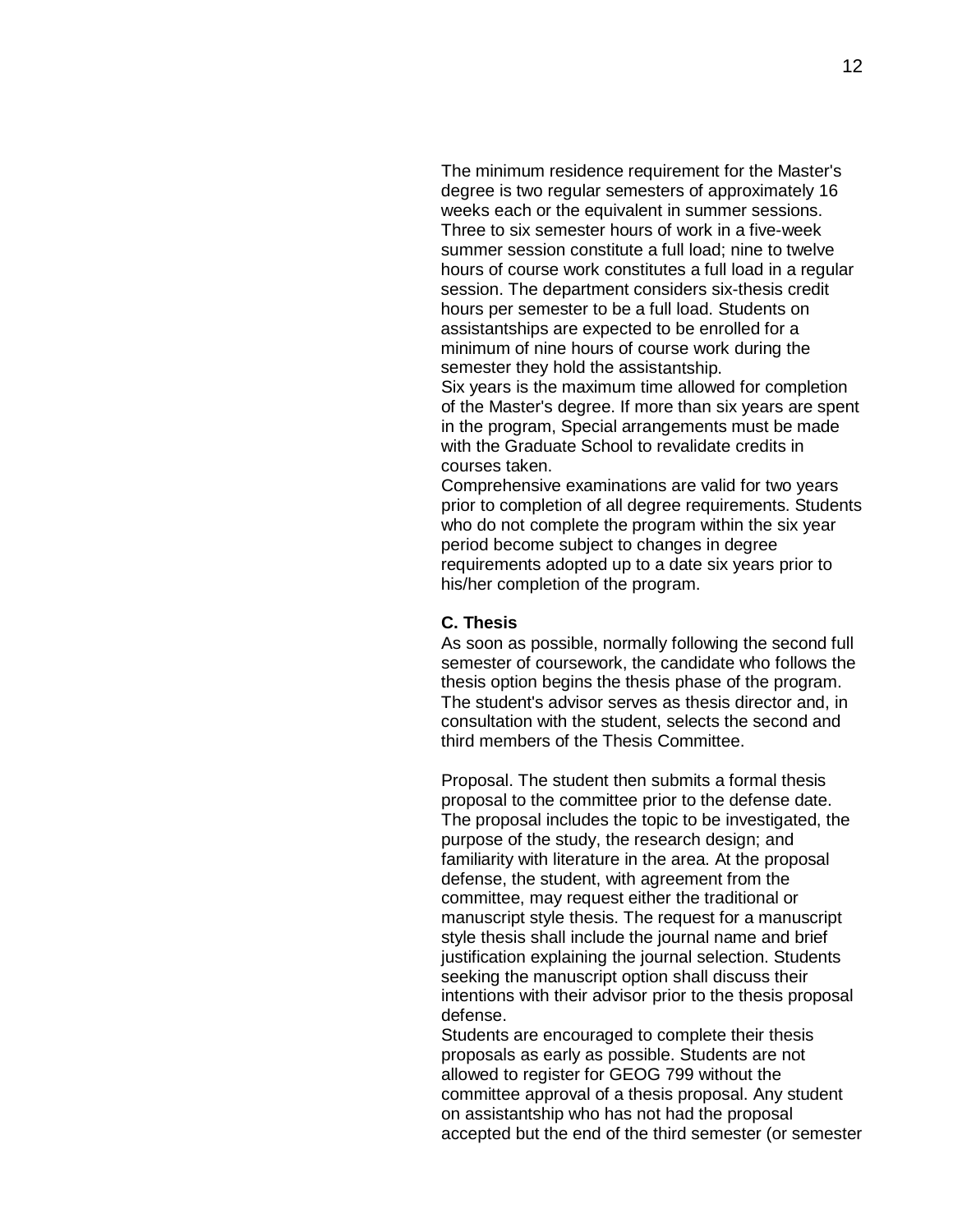The minimum residence requirement for the Master's degree is two regular semesters of approximately 16 weeks each or the equivalent in summer sessions. Three to six semester hours of work in a five-week summer session constitute a full load; nine to twelve hours of course work constitutes a full load in a regular session. The department considers six-thesis credit hours per semester to be a full load. Students on assistantships are expected to be enrolled for a minimum of nine hours of course work during the semester they hold the assistantship.

Six years is the maximum time allowed for completion of the Master's degree. If more than six years are spent in the program, Special arrangements must be made with the Graduate School to revalidate credits in courses taken.

Comprehensive examinations are valid for two years prior to completion of all degree requirements. Students who do not complete the program within the six year period become subject to changes in degree requirements adopted up to a date six years prior to his/her completion of the program.

**C. Thesis**

As soon as possible, normally following the second full semester of coursework, the candidate who follows the thesis option begins the thesis phase of the program. The student's advisor serves as thesis director and, in consultation with the student, selects the second and third members of the Thesis Committee.

Proposal. The student then submits a formal thesis proposal to the committee prior to the defense date. The proposal includes the topic to be investigated, the purpose of the study, the research design; and familiarity with literature in the area. At the proposal defense, the student, with agreement from the committee, may request either the traditional or manuscript style thesis. The request for a manuscript style thesis shall include the journal name and brief justification explaining the journal selection. Students seeking the manuscript option shall discuss their intentions with their advisor prior to the thesis proposal defense.

Students are encouraged to complete their thesis proposals as early as possible. Students are not allowed to register for GEOG 799 without the committee approval of a thesis proposal. Any student on assistantship who has not had the proposal accepted but the end of the third semester (or semester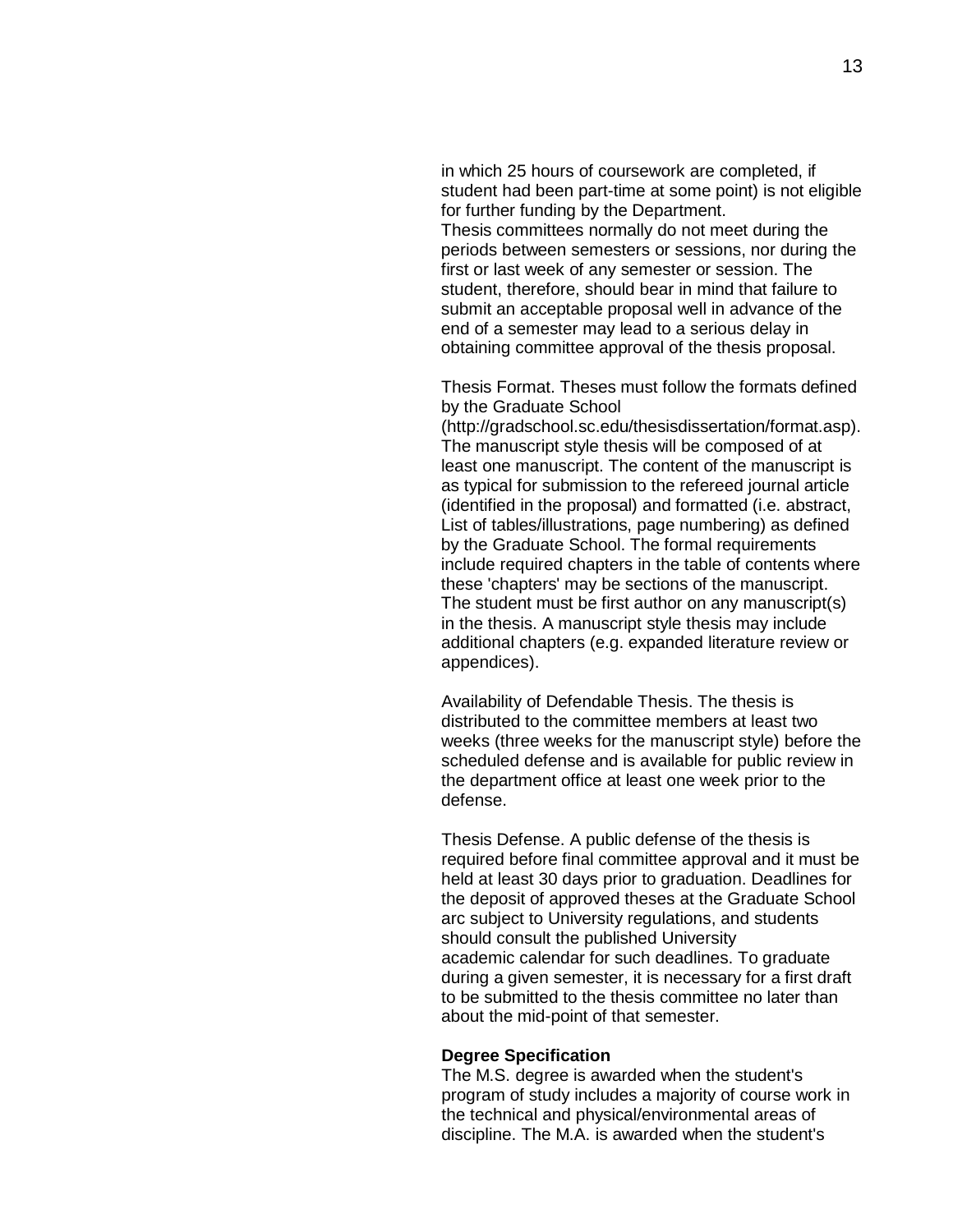in which 25 hours of coursework are completed, if student had been part-time at some point) is not eligible for further funding by the Department.
Thesis committees normally do not meet during the periods between semesters or sessions, nor during the first or last week of any semester or session. The student, therefore, should bear in mind that failure to submit an acceptable proposal well in advance of the end of a semester may lead to a serious delay in obtaining committee approval of the thesis proposal.

Thesis Format. Theses must follow the formats defined by the Graduate School (http://gradschool.sc.edu/thesisdissertation/format.asp). The manuscript style thesis will be composed of at least one manuscript. The content of the manuscript is as typical for submission to the refereed journal article (identified in the proposal) and formatted (i.e. abstract, List of tables/illustrations, page numbering) as defined by the Graduate School. The formal requirements include required chapters in the table of contents where these 'chapters' may be sections of the manuscript. The student must be first author on any manuscript(s) in the thesis. A manuscript style thesis may include additional chapters (e.g. expanded literature review or appendices).

Availability of Defendable Thesis. The thesis is distributed to the committee members at least two weeks (three weeks for the manuscript style) before the scheduled defense and is available for public review in the department office at least one week prior to the defense.

Thesis Defense. A public defense of the thesis is required before final committee approval and it must be held at least 30 days prior to graduation. Deadlines for the deposit of approved theses at the Graduate School arc subject to University regulations, and students should consult the published University academic calendar for such deadlines. To graduate during a given semester, it is necessary for a first draft to be submitted to the thesis committee no later than about the mid-point of that semester.

**Degree Specification**
The M.S. degree is awarded when the student's program of study includes a majority of course work in the technical and physical/environmental areas of discipline. The M.A. is awarded when the student's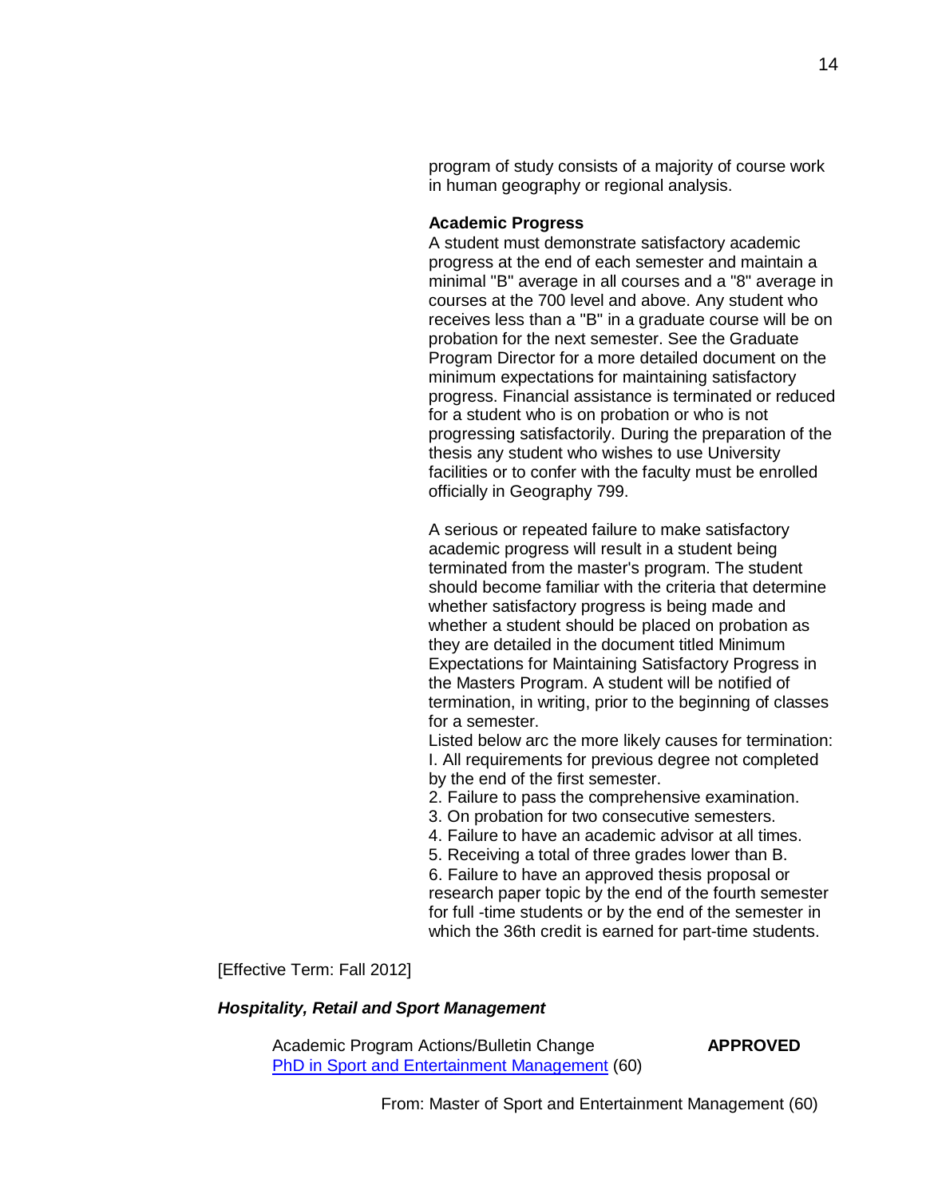program of study consists of a majority of course work in human geography or regional analysis.

**Academic Progress**

A student must demonstrate satisfactory academic progress at the end of each semester and maintain a minimal "B" average in all courses and a "8" average in courses at the 700 level and above. Any student who receives less than a "B" in a graduate course will be on probation for the next semester. See the Graduate Program Director for a more detailed document on the minimum expectations for maintaining satisfactory progress. Financial assistance is terminated or reduced for a student who is on probation or who is not progressing satisfactorily. During the preparation of the thesis any student who wishes to use University facilities or to confer with the faculty must be enrolled officially in Geography 799.

A serious or repeated failure to make satisfactory academic progress will result in a student being terminated from the master's program. The student should become familiar with the criteria that determine whether satisfactory progress is being made and whether a student should be placed on probation as they are detailed in the document titled Minimum Expectations for Maintaining Satisfactory Progress in the Masters Program. A student will be notified of termination, in writing, prior to the beginning of classes for a semester.

Listed below arc the more likely causes for termination:

I. All requirements for previous degree not completed by the end of the first semester.
2. Failure to pass the comprehensive examination.
3. On probation for two consecutive semesters.
4. Failure to have an academic advisor at all times.
5. Receiving a total of three grades lower than B.
6. Failure to have an approved thesis proposal or research paper topic by the end of the fourth semester for full -time students or by the end of the semester in which the 36th credit is earned for part-time students.

[Effective Term: Fall 2012]

***Hospitality, Retail and Sport Management***

Academic Program Actions/Bulletin Change **APPROVED**
PhD in Sport and Entertainment Management (60)

From: Master of Sport and Entertainment Management (60)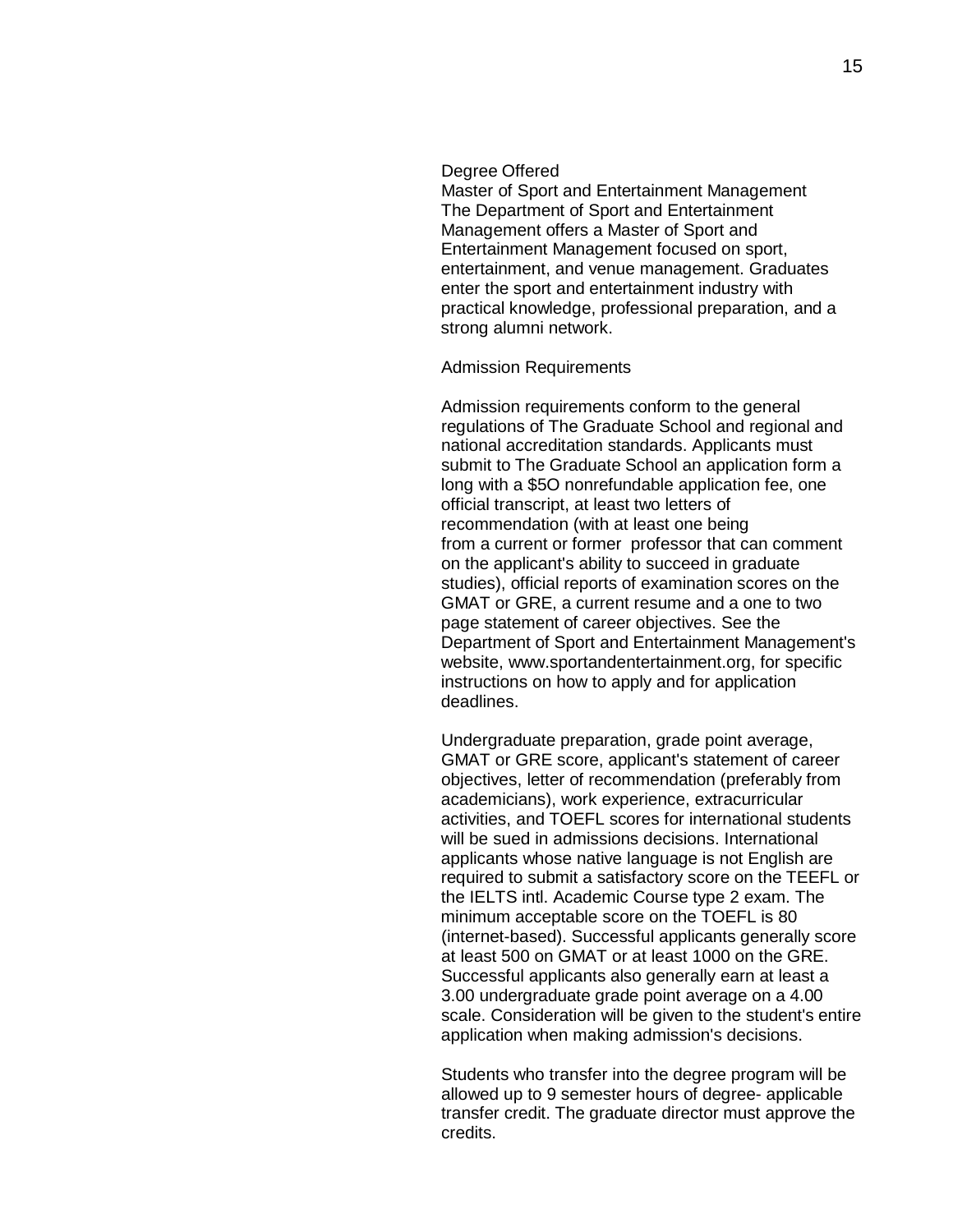## Degree Offered

### Master of Sport and Entertainment Management

The Department of Sport and Entertainment Management offers a Master of Sport and Entertainment Management focused on sport, entertainment, and venue management. Graduates enter the sport and entertainment industry with practical knowledge, professional preparation, and a strong alumni network.

## Admission Requirements

Admission requirements conform to the general regulations of The Graduate School and regional and national accreditation standards. Applicants must submit to The Graduate School an application form a long with a $5O nonrefundable application fee, one official transcript, at least two letters of recommendation (with at least one being from a current or former professor that can comment on the applicant's ability to succeed in graduate studies), official reports of examination scores on the GMAT or GRE, a current resume and a one to two page statement of career objectives. See the Department of Sport and Entertainment Management's website, www.sportandentertainment.org, for specific instructions on how to apply and for application deadlines.

Undergraduate preparation, grade point average, GMAT or GRE score, applicant's statement of career objectives, letter of recommendation (preferably from academicians), work experience, extracurricular activities, and TOEFL scores for international students will be sued in admissions decisions. International applicants whose native language is not English are required to submit a satisfactory score on the TEEFL or the IELTS intl. Academic Course type 2 exam. The minimum acceptable score on the TOEFL is 80 (internet-based). Successful applicants generally score at least 500 on GMAT or at least 1000 on the GRE. Successful applicants also generally earn at least a 3.00 undergraduate grade point average on a 4.00 scale. Consideration will be given to the student's entire application when making admission's decisions.

Students who transfer into the degree program will be allowed up to 9 semester hours of degree- applicable transfer credit. The graduate director must approve the credits.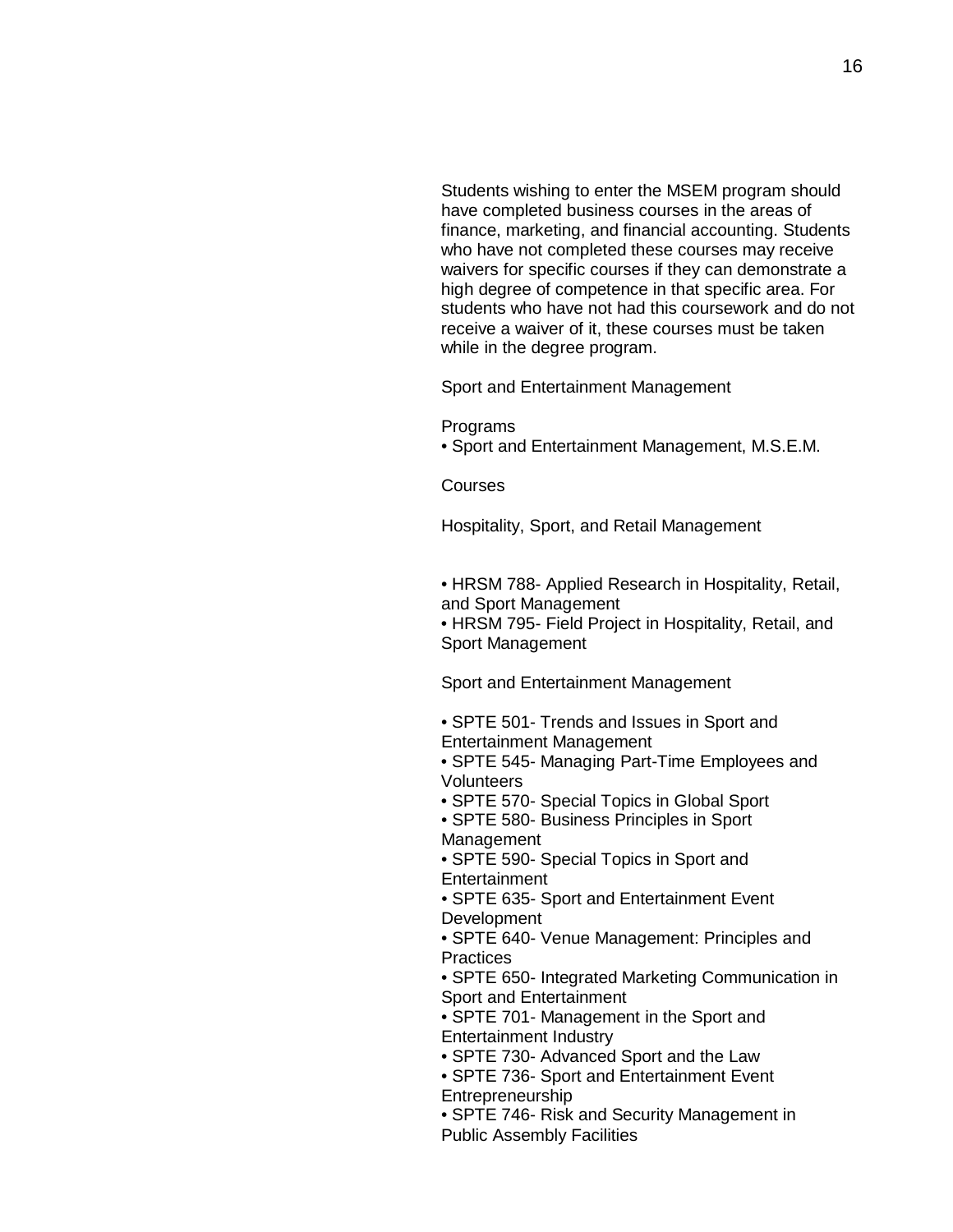Students wishing to enter the MSEM program should have completed business courses in the areas of finance, marketing, and financial accounting. Students who have not completed these courses may receive waivers for specific courses if they can demonstrate a high degree of competence in that specific area. For students who have not had this coursework and do not receive a waiver of it, these courses must be taken while in the degree program.

## Sport and Entertainment Management

### Programs

- Sport and Entertainment Management, M.S.E.M.

### Courses

#### Hospitality, Sport, and Retail Management

- HRSM 788- Applied Research in Hospitality, Retail, and Sport Management
- HRSM 795- Field Project in Hospitality, Retail, and Sport Management

#### Sport and Entertainment Management

- SPTE 501- Trends and Issues in Sport and Entertainment Management
- SPTE 545- Managing Part-Time Employees and Volunteers
- SPTE 570- Special Topics in Global Sport
- SPTE 580- Business Principles in Sport Management
- SPTE 590- Special Topics in Sport and Entertainment
- SPTE 635- Sport and Entertainment Event Development
- SPTE 640- Venue Management: Principles and Practices
- SPTE 650- Integrated Marketing Communication in Sport and Entertainment
- SPTE 701- Management in the Sport and Entertainment Industry
- SPTE 730- Advanced Sport and the Law
- SPTE 736- Sport and Entertainment Event Entrepreneurship
- SPTE 746- Risk and Security Management in Public Assembly Facilities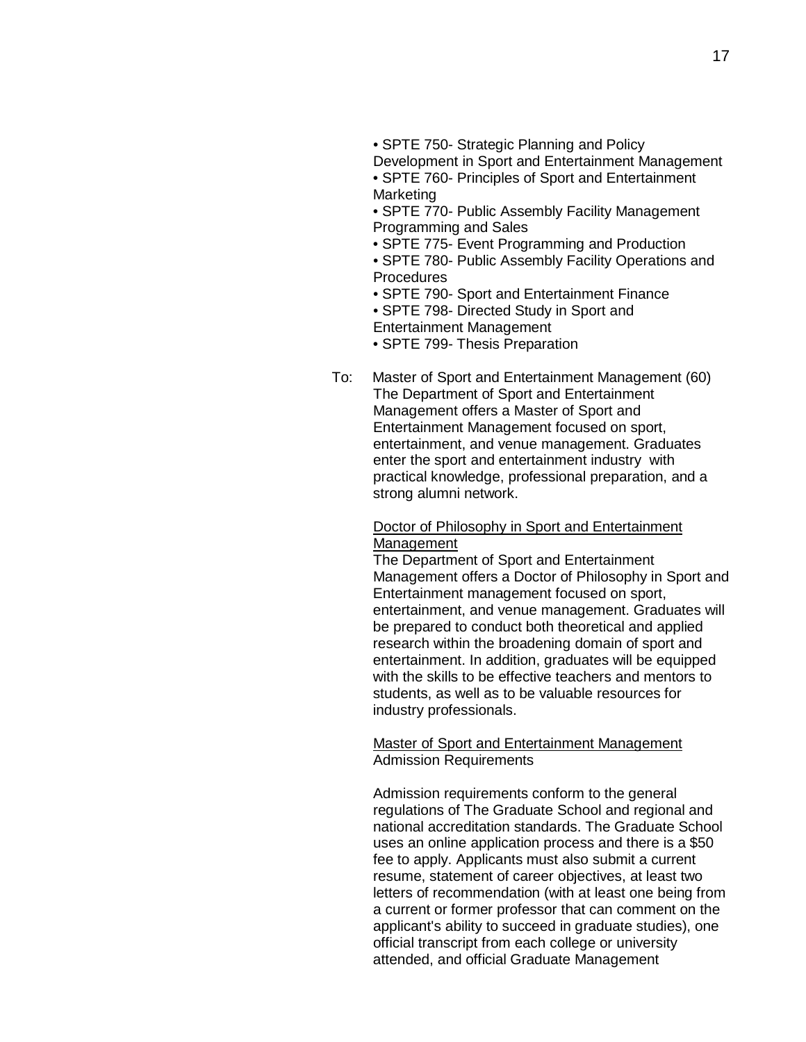• SPTE 750- Strategic Planning and Policy Development in Sport and Entertainment Management
• SPTE 760- Principles of Sport and Entertainment Marketing
• SPTE 770- Public Assembly Facility Management Programming and Sales
• SPTE 775- Event Programming and Production
• SPTE 780- Public Assembly Facility Operations and Procedures
• SPTE 790- Sport and Entertainment Finance
• SPTE 798- Directed Study in Sport and Entertainment Management
• SPTE 799- Thesis Preparation

To: Master of Sport and Entertainment Management (60)
The Department of Sport and Entertainment Management offers a Master of Sport and Entertainment Management focused on sport, entertainment, and venue management. Graduates enter the sport and entertainment industry with practical knowledge, professional preparation, and a strong alumni network.

Doctor of Philosophy in Sport and Entertainment Management
The Department of Sport and Entertainment Management offers a Doctor of Philosophy in Sport and Entertainment management focused on sport, entertainment, and venue management. Graduates will be prepared to conduct both theoretical and applied research within the broadening domain of sport and entertainment. In addition, graduates will be equipped with the skills to be effective teachers and mentors to students, as well as to be valuable resources for industry professionals.

Master of Sport and Entertainment Management
Admission Requirements

Admission requirements conform to the general regulations of The Graduate School and regional and national accreditation standards. The Graduate School uses an online application process and there is a $50 fee to apply. Applicants must also submit a current resume, statement of career objectives, at least two letters of recommendation (with at least one being from a current or former professor that can comment on the applicant's ability to succeed in graduate studies), one official transcript from each college or university attended, and official Graduate Management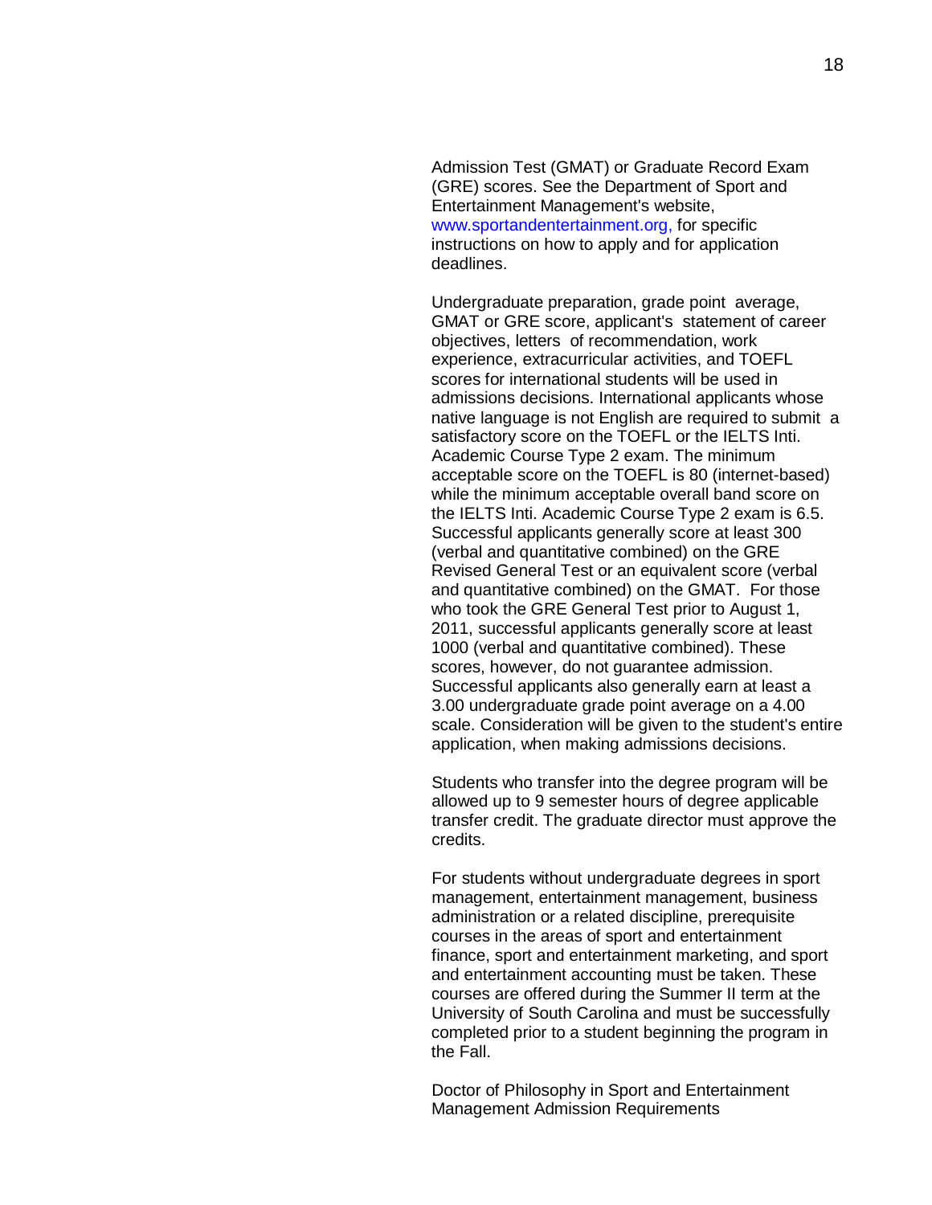Admission Test (GMAT) or Graduate Record Exam (GRE) scores. See the Department of Sport and Entertainment Management's website, www.sportandentertainment.org, for specific instructions on how to apply and for application deadlines.

Undergraduate preparation, grade point average, GMAT or GRE score, applicant's statement of career objectives, letters of recommendation, work experience, extracurricular activities, and TOEFL scores for international students will be used in admissions decisions. International applicants whose native language is not English are required to submit a satisfactory score on the TOEFL or the IELTS Inti. Academic Course Type 2 exam. The minimum acceptable score on the TOEFL is 80 (internet-based) while the minimum acceptable overall band score on the IELTS Inti. Academic Course Type 2 exam is 6.5. Successful applicants generally score at least 300 (verbal and quantitative combined) on the GRE Revised General Test or an equivalent score (verbal and quantitative combined) on the GMAT. For those who took the GRE General Test prior to August 1, 2011, successful applicants generally score at least 1000 (verbal and quantitative combined). These scores, however, do not guarantee admission. Successful applicants also generally earn at least a 3.00 undergraduate grade point average on a 4.00 scale. Consideration will be given to the student's entire application, when making admissions decisions.

Students who transfer into the degree program will be allowed up to 9 semester hours of degree applicable transfer credit. The graduate director must approve the credits.

For students without undergraduate degrees in sport management, entertainment management, business administration or a related discipline, prerequisite courses in the areas of sport and entertainment finance, sport and entertainment marketing, and sport and entertainment accounting must be taken. These courses are offered during the Summer II term at the University of South Carolina and must be successfully completed prior to a student beginning the program in the Fall.

Doctor of Philosophy in Sport and Entertainment Management Admission Requirements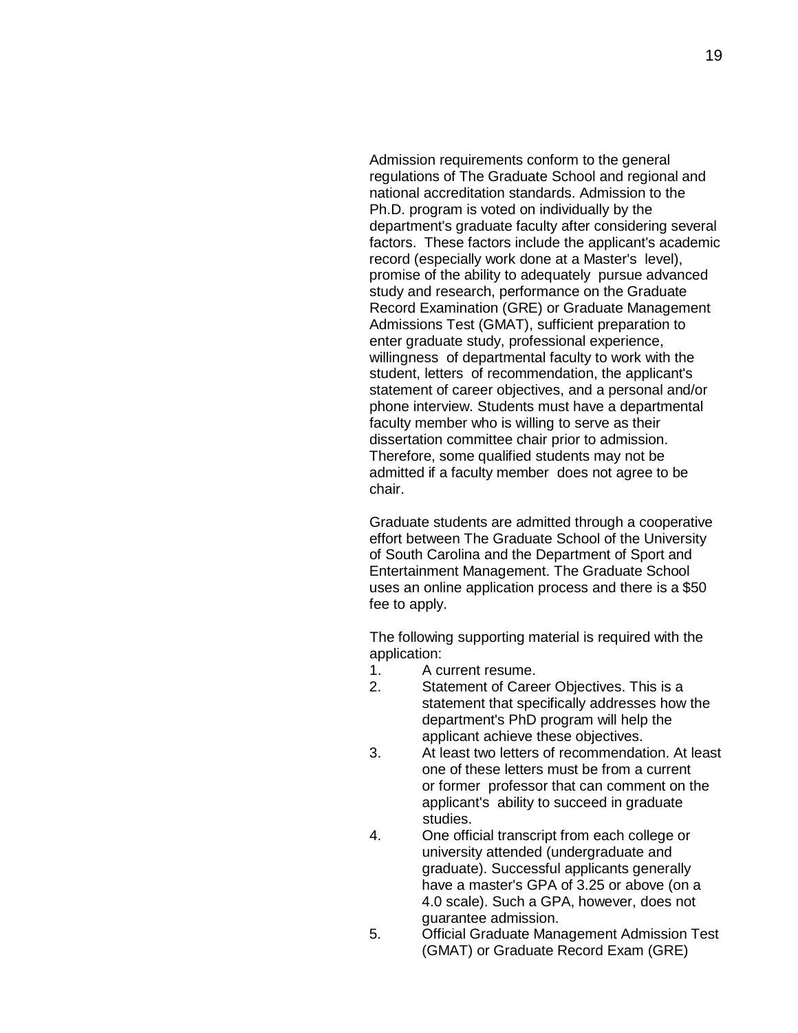Admission requirements conform to the general regulations of The Graduate School and regional and national accreditation standards. Admission to the Ph.D. program is voted on individually by the department's graduate faculty after considering several factors. These factors include the applicant's academic record (especially work done at a Master's level), promise of the ability to adequately pursue advanced study and research, performance on the Graduate Record Examination (GRE) or Graduate Management Admissions Test (GMAT), sufficient preparation to enter graduate study, professional experience, willingness of departmental faculty to work with the student, letters of recommendation, the applicant's statement of career objectives, and a personal and/or phone interview. Students must have a departmental faculty member who is willing to serve as their dissertation committee chair prior to admission. Therefore, some qualified students may not be admitted if a faculty member does not agree to be chair.

Graduate students are admitted through a cooperative effort between The Graduate School of the University of South Carolina and the Department of Sport and Entertainment Management. The Graduate School uses an online application process and there is a $50 fee to apply.

The following supporting material is required with the application:

1. A current resume.
2. Statement of Career Objectives. This is a statement that specifically addresses how the department's PhD program will help the applicant achieve these objectives.
3. At least two letters of recommendation. At least one of these letters must be from a current or former professor that can comment on the applicant's ability to succeed in graduate studies.
4. One official transcript from each college or university attended (undergraduate and graduate). Successful applicants generally have a master's GPA of 3.25 or above (on a 4.0 scale). Such a GPA, however, does not guarantee admission.
5. Official Graduate Management Admission Test (GMAT) or Graduate Record Exam (GRE)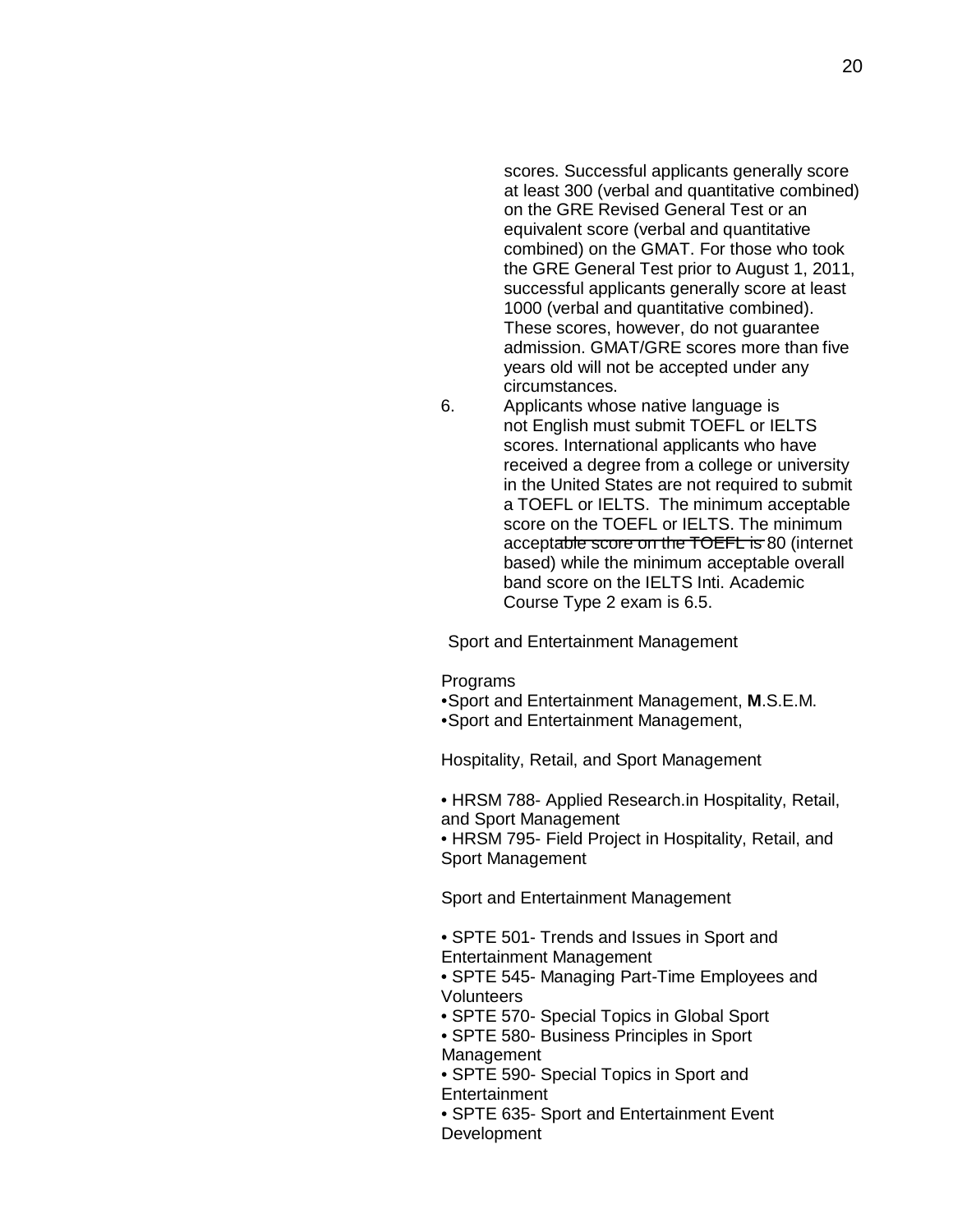scores. Successful applicants generally score at least 300 (verbal and quantitative combined) on the GRE Revised General Test or an equivalent score (verbal and quantitative combined) on the GMAT. For those who took the GRE General Test prior to August 1, 2011, successful applicants generally score at least 1000 (verbal and quantitative combined). These scores, however, do not guarantee admission. GMAT/GRE scores more than five years old will not be accepted under any circumstances.

6. Applicants whose native language is not English must submit TOEFL or IELTS scores. International applicants who have received a degree from a college or university in the United States are not required to submit a TOEFL or IELTS. The minimum acceptable score on the TOEFL or IELTS. The minimum accept~~able score on the TOEFL is~~ 80 (internet based) while the minimum acceptable overall band score on the IELTS Inti. Academic Course Type 2 exam is 6.5.

Sport and Entertainment Management

Programs

•Sport and Entertainment Management, **M**.S.E.M.
•Sport and Entertainment Management,

Hospitality, Retail, and Sport Management

• HRSM 788- Applied Research.in Hospitality, Retail, and Sport Management
• HRSM 795- Field Project in Hospitality, Retail, and Sport Management

Sport and Entertainment Management

• SPTE 501- Trends and Issues in Sport and Entertainment Management
• SPTE 545- Managing Part-Time Employees and Volunteers
• SPTE 570- Special Topics in Global Sport
• SPTE 580- Business Principles in Sport Management
• SPTE 590- Special Topics in Sport and Entertainment
• SPTE 635- Sport and Entertainment Event Development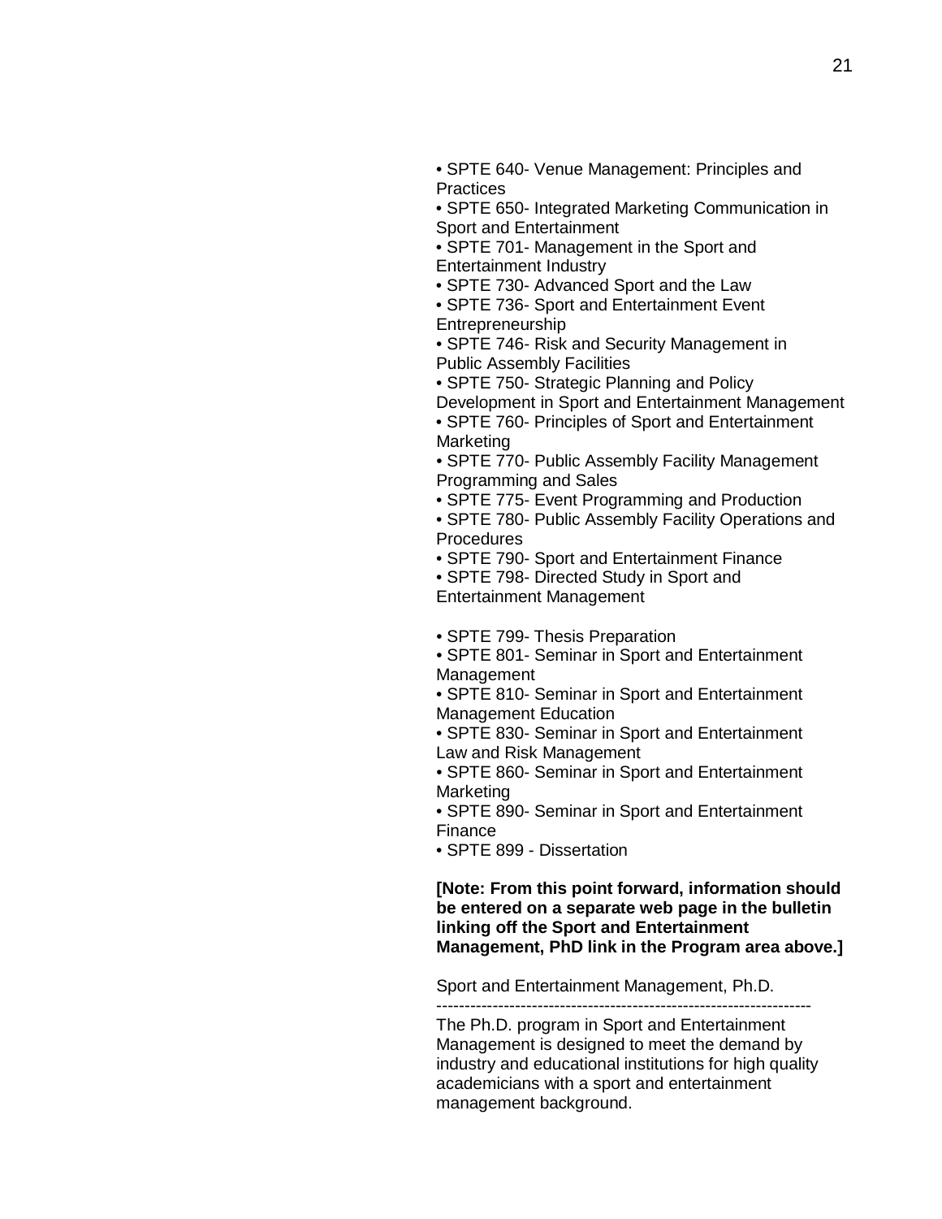- SPTE 640- Venue Management: Principles and Practices
- SPTE 650- Integrated Marketing Communication in Sport and Entertainment
- SPTE 701- Management in the Sport and Entertainment Industry
- SPTE 730- Advanced Sport and the Law
- SPTE 736- Sport and Entertainment Event Entrepreneurship
- SPTE 746- Risk and Security Management in Public Assembly Facilities
- SPTE 750- Strategic Planning and Policy Development in Sport and Entertainment Management
- SPTE 760- Principles of Sport and Entertainment Marketing
- SPTE 770- Public Assembly Facility Management Programming and Sales
- SPTE 775- Event Programming and Production
- SPTE 780- Public Assembly Facility Operations and Procedures
- SPTE 790- Sport and Entertainment Finance
- SPTE 798- Directed Study in Sport and Entertainment Management

- SPTE 799- Thesis Preparation
- SPTE 801- Seminar in Sport and Entertainment Management
- SPTE 810- Seminar in Sport and Entertainment Management Education
- SPTE 830- Seminar in Sport and Entertainment Law and Risk Management
- SPTE 860- Seminar in Sport and Entertainment Marketing
- SPTE 890- Seminar in Sport and Entertainment Finance
- SPTE 899 - Dissertation

**[Note: From this point forward, information should be entered on a separate web page in the bulletin linking off the Sport and Entertainment Management, PhD link in the Program area above.]**

Sport and Entertainment Management, Ph.D.

--------------------------------------------------------------------

The Ph.D. program in Sport and Entertainment Management is designed to meet the demand by industry and educational institutions for high quality academicians with a sport and entertainment management background.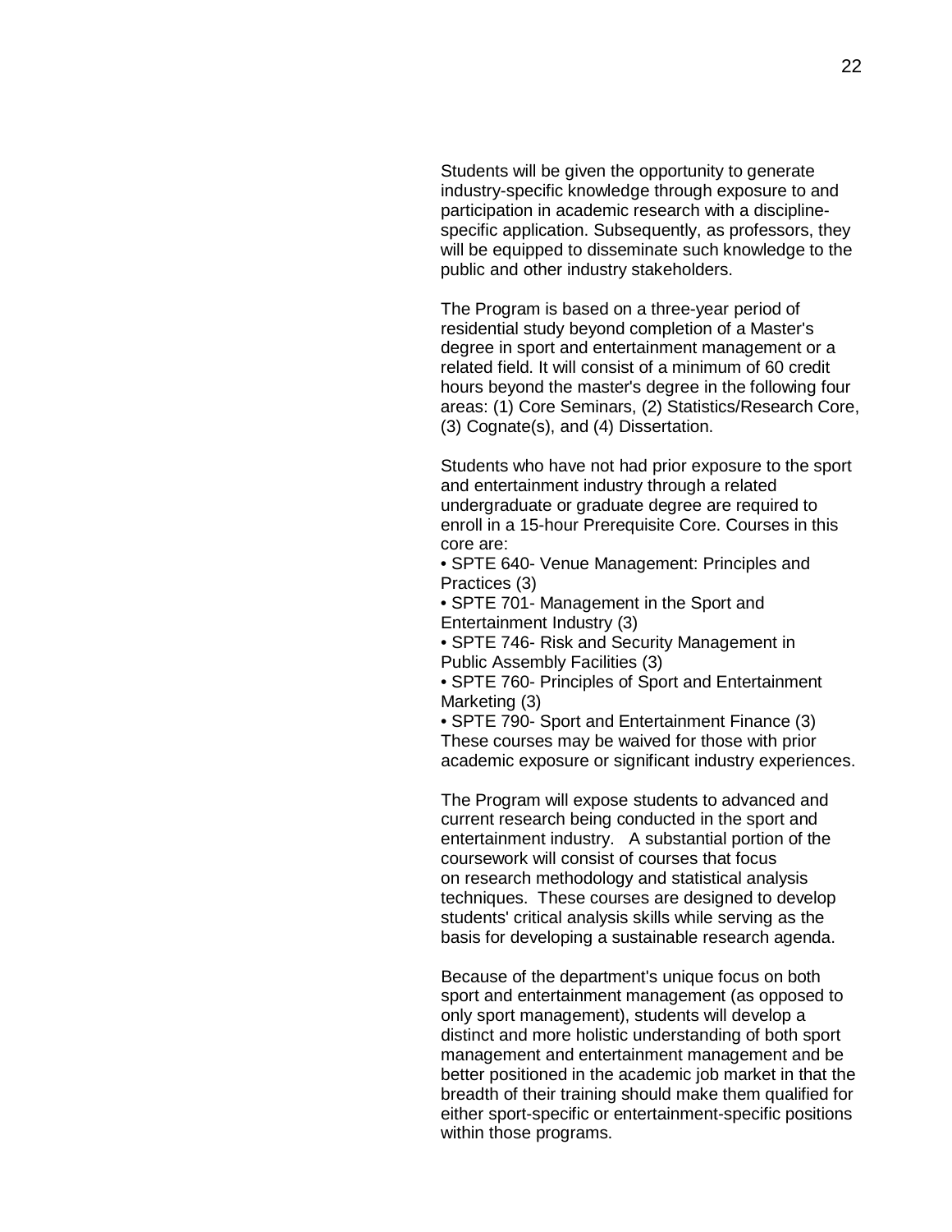Students will be given the opportunity to generate industry-specific knowledge through exposure to and participation in academic research with a discipline-specific application. Subsequently, as professors, they will be equipped to disseminate such knowledge to the public and other industry stakeholders.

The Program is based on a three-year period of residential study beyond completion of a Master's degree in sport and entertainment management or a related field. It will consist of a minimum of 60 credit hours beyond the master's degree in the following four areas: (1) Core Seminars, (2) Statistics/Research Core, (3) Cognate(s), and (4) Dissertation.

Students who have not had prior exposure to the sport and entertainment industry through a related undergraduate or graduate degree are required to enroll in a 15-hour Prerequisite Core. Courses in this core are:

- SPTE 640- Venue Management: Principles and Practices (3)
- SPTE 701- Management in the Sport and Entertainment Industry (3)
- SPTE 746- Risk and Security Management in Public Assembly Facilities (3)
- SPTE 760- Principles of Sport and Entertainment Marketing (3)
- SPTE 790- Sport and Entertainment Finance (3)

These courses may be waived for those with prior academic exposure or significant industry experiences.

The Program will expose students to advanced and current research being conducted in the sport and entertainment industry. A substantial portion of the coursework will consist of courses that focus on research methodology and statistical analysis techniques. These courses are designed to develop students' critical analysis skills while serving as the basis for developing a sustainable research agenda.

Because of the department's unique focus on both sport and entertainment management (as opposed to only sport management), students will develop a distinct and more holistic understanding of both sport management and entertainment management and be better positioned in the academic job market in that the breadth of their training should make them qualified for either sport-specific or entertainment-specific positions within those programs.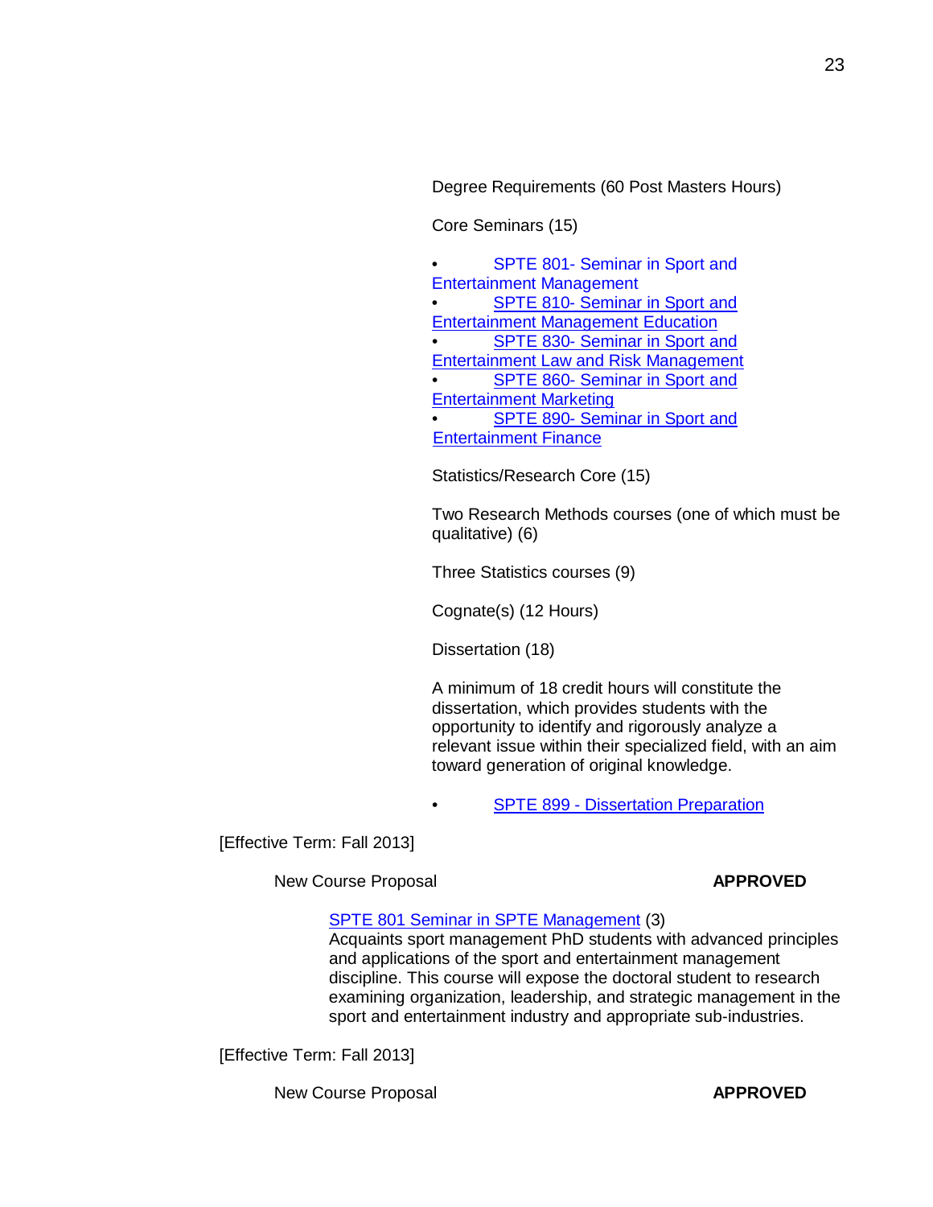Degree Requirements (60 Post Masters Hours)

Core Seminars (15)

- SPTE 801- Seminar in Sport and Entertainment Management
- SPTE 810- Seminar in Sport and Entertainment Management Education
- SPTE 830- Seminar in Sport and Entertainment Law and Risk Management
- SPTE 860- Seminar in Sport and Entertainment Marketing
- SPTE 890- Seminar in Sport and Entertainment Finance

Statistics/Research Core (15)

Two Research Methods courses (one of which must be qualitative) (6)

Three Statistics courses (9)

Cognate(s) (12 Hours)

Dissertation (18)

A minimum of 18 credit hours will constitute the dissertation, which provides students with the opportunity to identify and rigorously analyze a relevant issue within their specialized field, with an aim toward generation of original knowledge.

- SPTE 899 - Dissertation Preparation

[Effective Term: Fall 2013]

New Course Proposal **APPROVED**

SPTE 801 Seminar in SPTE Management (3)
Acquaints sport management PhD students with advanced principles and applications of the sport and entertainment management discipline. This course will expose the doctoral student to research examining organization, leadership, and strategic management in the sport and entertainment industry and appropriate sub-industries.

[Effective Term: Fall 2013]

New Course Proposal **APPROVED**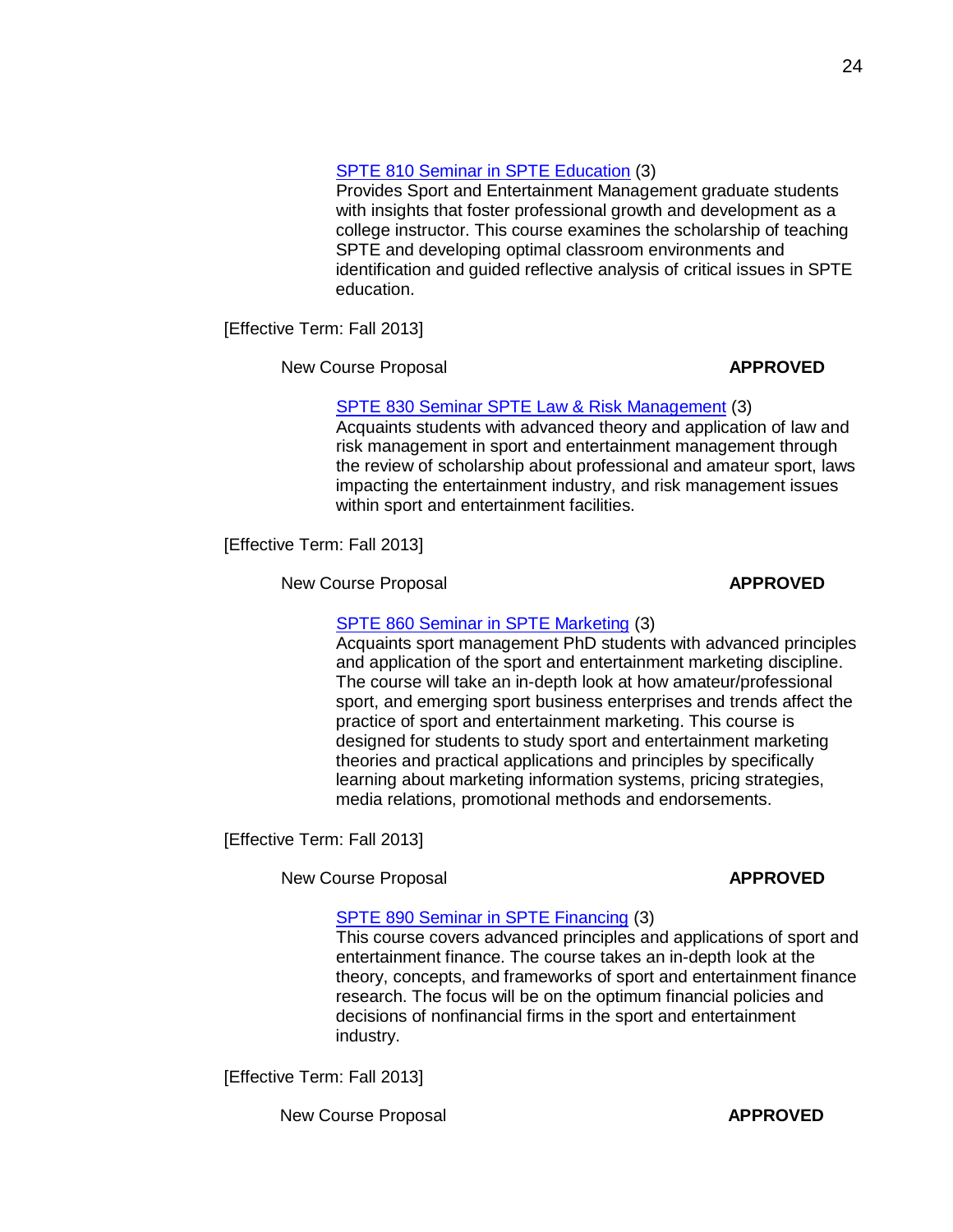[SPTE 810 Seminar in SPTE Education](#) (3)
Provides Sport and Entertainment Management graduate students with insights that foster professional growth and development as a college instructor. This course examines the scholarship of teaching SPTE and developing optimal classroom environments and identification and guided reflective analysis of critical issues in SPTE education.

[Effective Term: Fall 2013]

New Course Proposal **APPROVED**

[SPTE 830 Seminar SPTE Law & Risk Management](#) (3)
Acquaints students with advanced theory and application of law and risk management in sport and entertainment management through the review of scholarship about professional and amateur sport, laws impacting the entertainment industry, and risk management issues within sport and entertainment facilities.

[Effective Term: Fall 2013]

New Course Proposal **APPROVED**

[SPTE 860 Seminar in SPTE Marketing](#) (3)
Acquaints sport management PhD students with advanced principles and application of the sport and entertainment marketing discipline. The course will take an in-depth look at how amateur/professional sport, and emerging sport business enterprises and trends affect the practice of sport and entertainment marketing. This course is designed for students to study sport and entertainment marketing theories and practical applications and principles by specifically learning about marketing information systems, pricing strategies, media relations, promotional methods and endorsements.

[Effective Term: Fall 2013]

New Course Proposal **APPROVED**

[SPTE 890 Seminar in SPTE Financing](#) (3)
This course covers advanced principles and applications of sport and entertainment finance. The course takes an in-depth look at the theory, concepts, and frameworks of sport and entertainment finance research. The focus will be on the optimum financial policies and decisions of nonfinancial firms in the sport and entertainment industry.

[Effective Term: Fall 2013]

New Course Proposal **APPROVED**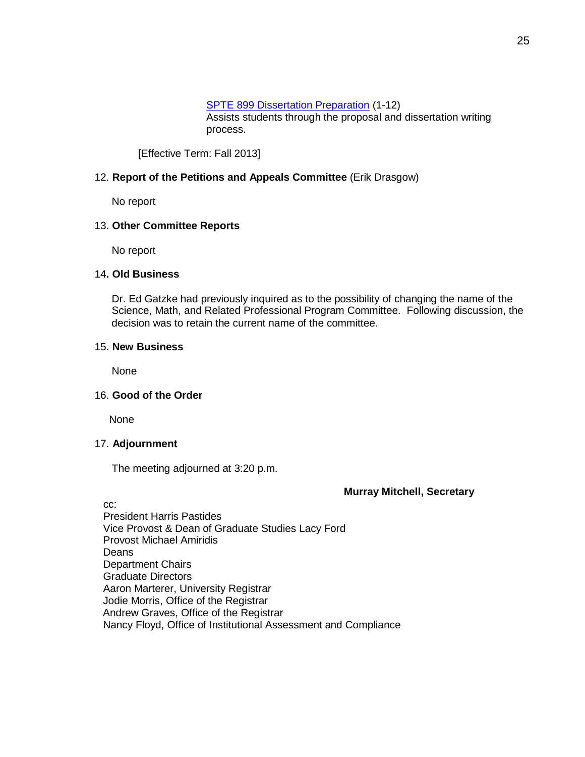SPTE 899 Dissertation Preparation (1-12)
Assists students through the proposal and dissertation writing process.

[Effective Term: Fall 2013]

12. **Report of the Petitions and Appeals Committee** (Erik Drasgow)

No report

13. **Other Committee Reports**

No report

14. **Old Business**

Dr. Ed Gatzke had previously inquired as to the possibility of changing the name of the Science, Math, and Related Professional Program Committee. Following discussion, the decision was to retain the current name of the committee.

15. **New Business**

None

16. **Good of the Order**

None

17. **Adjournment**

The meeting adjourned at 3:20 p.m.

**Murray Mitchell, Secretary**

cc:
President Harris Pastides
Vice Provost & Dean of Graduate Studies Lacy Ford
Provost Michael Amiridis
Deans
Department Chairs
Graduate Directors
Aaron Marterer, University Registrar
Jodie Morris, Office of the Registrar
Andrew Graves, Office of the Registrar
Nancy Floyd, Office of Institutional Assessment and Compliance